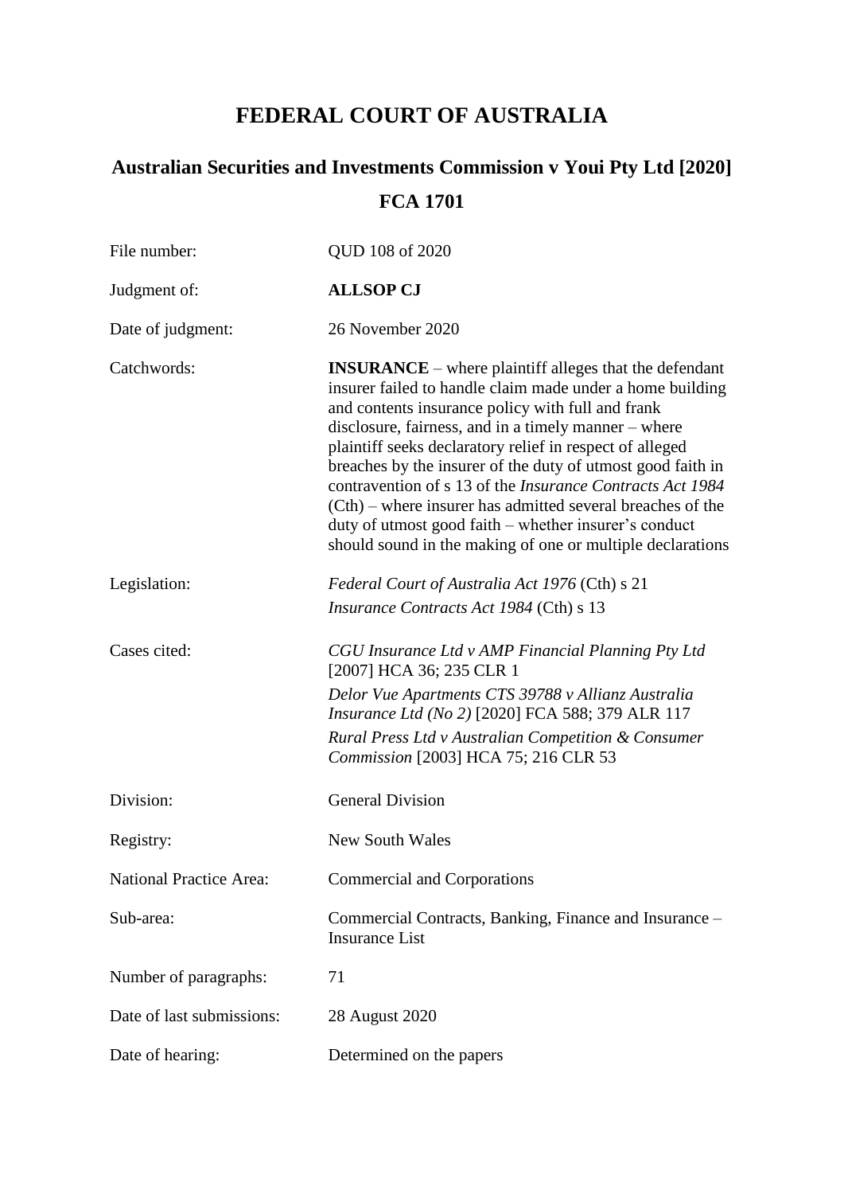# FEDERAL COURT OF AUSTRALIA

## Australian Securities and Investments Commission v Youi Pty Ltd [2020] FCA 1701

| | |
|---|---|
| File number: | QUD 108 of 2020 |
| Judgment of: | **ALLSOP CJ** |
| Date of judgment: | 26 November 2020 |
| Catchwords: | **INSURANCE** – where plaintiff alleges that the defendant insurer failed to handle claim made under a home building and contents insurance policy with full and frank disclosure, fairness, and in a timely manner – where plaintiff seeks declaratory relief in respect of alleged breaches by the insurer of the duty of utmost good faith in contravention of s 13 of the *Insurance Contracts Act 1984* (Cth) – where insurer has admitted several breaches of the duty of utmost good faith – whether insurer's conduct should sound in the making of one or multiple declarations |
| Legislation: | *Federal Court of Australia Act 1976* (Cth) s 21<br>*Insurance Contracts Act 1984* (Cth) s 13 |
| Cases cited: | *CGU Insurance Ltd v AMP Financial Planning Pty Ltd* [2007] HCA 36; 235 CLR 1<br>*Delor Vue Apartments CTS 39788 v Allianz Australia Insurance Ltd (No 2)* [2020] FCA 588; 379 ALR 117<br>*Rural Press Ltd v Australian Competition & Consumer Commission* [2003] HCA 75; 216 CLR 53 |
| Division: | General Division |
| Registry: | New South Wales |
| National Practice Area: | Commercial and Corporations |
| Sub-area: | Commercial Contracts, Banking, Finance and Insurance – Insurance List |
| Number of paragraphs: | 71 |
| Date of last submissions: | 28 August 2020 |
| Date of hearing: | Determined on the papers |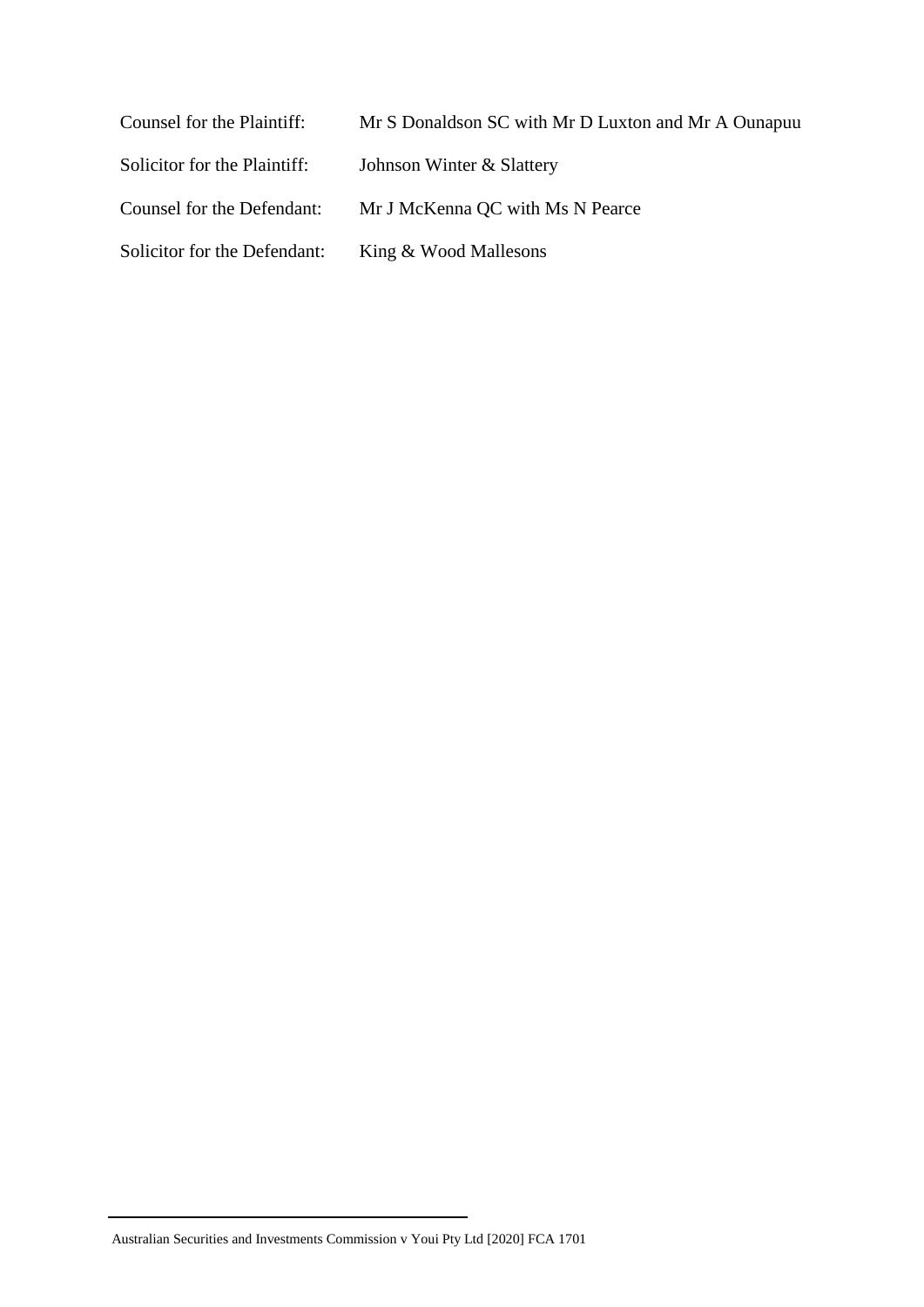| | |
|---|---|
| Counsel for the Plaintiff: | Mr S Donaldson SC with Mr D Luxton and Mr A Ounapuu |
| Solicitor for the Plaintiff: | Johnson Winter & Slattery |
| Counsel for the Defendant: | Mr J McKenna QC with Ms N Pearce |
| Solicitor for the Defendant: | King & Wood Mallesons |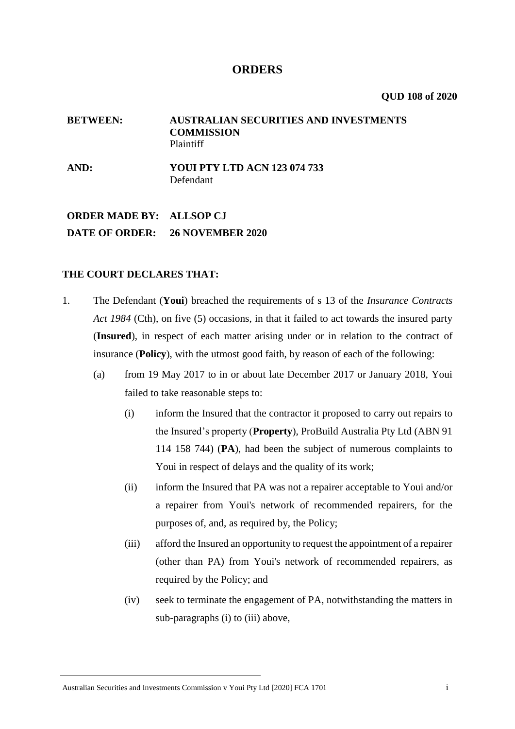# ORDERS

**QUD 108 of 2020**

| | |
|---|---|
| **BETWEEN:** | **AUSTRALIAN SECURITIES AND INVESTMENTS COMMISSION**<br>Plaintiff |
| **AND:** | **YOUI PTY LTD ACN 123 074 733**<br>Defendant |

**ORDER MADE BY:** **ALLSOP CJ**

**DATE OF ORDER:** **26 NOVEMBER 2020**

**THE COURT DECLARES THAT:**

1. The Defendant (**Youi**) breached the requirements of s 13 of the *Insurance Contracts Act 1984* (Cth), on five (5) occasions, in that it failed to act towards the insured party (**Insured**), in respect of each matter arising under or in relation to the contract of insurance (**Policy**), with the utmost good faith, by reason of each of the following:

   (a) from 19 May 2017 to in or about late December 2017 or January 2018, Youi failed to take reasonable steps to:

      (i) inform the Insured that the contractor it proposed to carry out repairs to the Insured's property (**Property**), ProBuild Australia Pty Ltd (ABN 91 114 158 744) (**PA**), had been the subject of numerous complaints to Youi in respect of delays and the quality of its work;

      (ii) inform the Insured that PA was not a repairer acceptable to Youi and/or a repairer from Youi's network of recommended repairers, for the purposes of, and, as required by, the Policy;

      (iii) afford the Insured an opportunity to request the appointment of a repairer (other than PA) from Youi's network of recommended repairers, as required by the Policy; and

      (iv) seek to terminate the engagement of PA, notwithstanding the matters in sub-paragraphs (i) to (iii) above,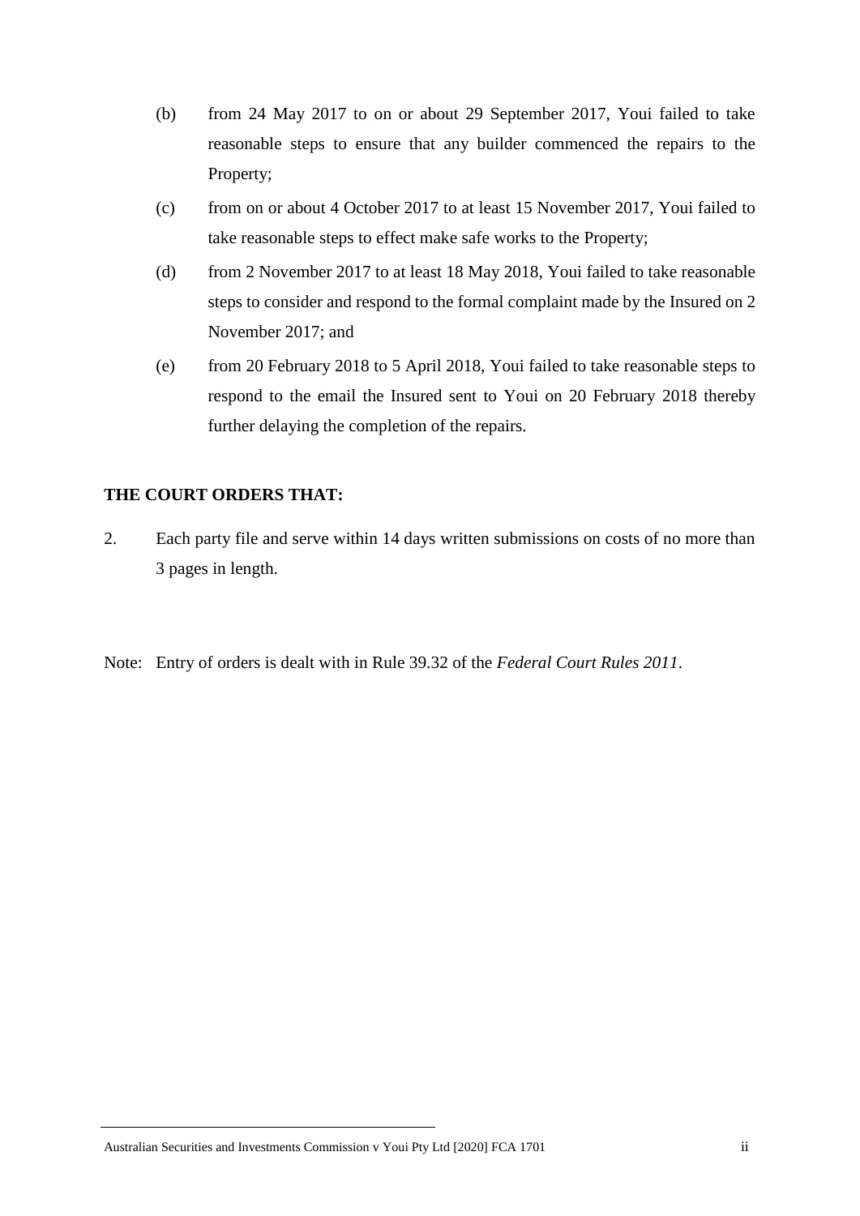(b) from 24 May 2017 to on or about 29 September 2017, Youi failed to take reasonable steps to ensure that any builder commenced the repairs to the Property;

(c) from on or about 4 October 2017 to at least 15 November 2017, Youi failed to take reasonable steps to effect make safe works to the Property;

(d) from 2 November 2017 to at least 18 May 2018, Youi failed to take reasonable steps to consider and respond to the formal complaint made by the Insured on 2 November 2017; and

(e) from 20 February 2018 to 5 April 2018, Youi failed to take reasonable steps to respond to the email the Insured sent to Youi on 20 February 2018 thereby further delaying the completion of the repairs.

**THE COURT ORDERS THAT:**

2. Each party file and serve within 14 days written submissions on costs of no more than 3 pages in length.

Note: Entry of orders is dealt with in Rule 39.32 of the *Federal Court Rules 2011*.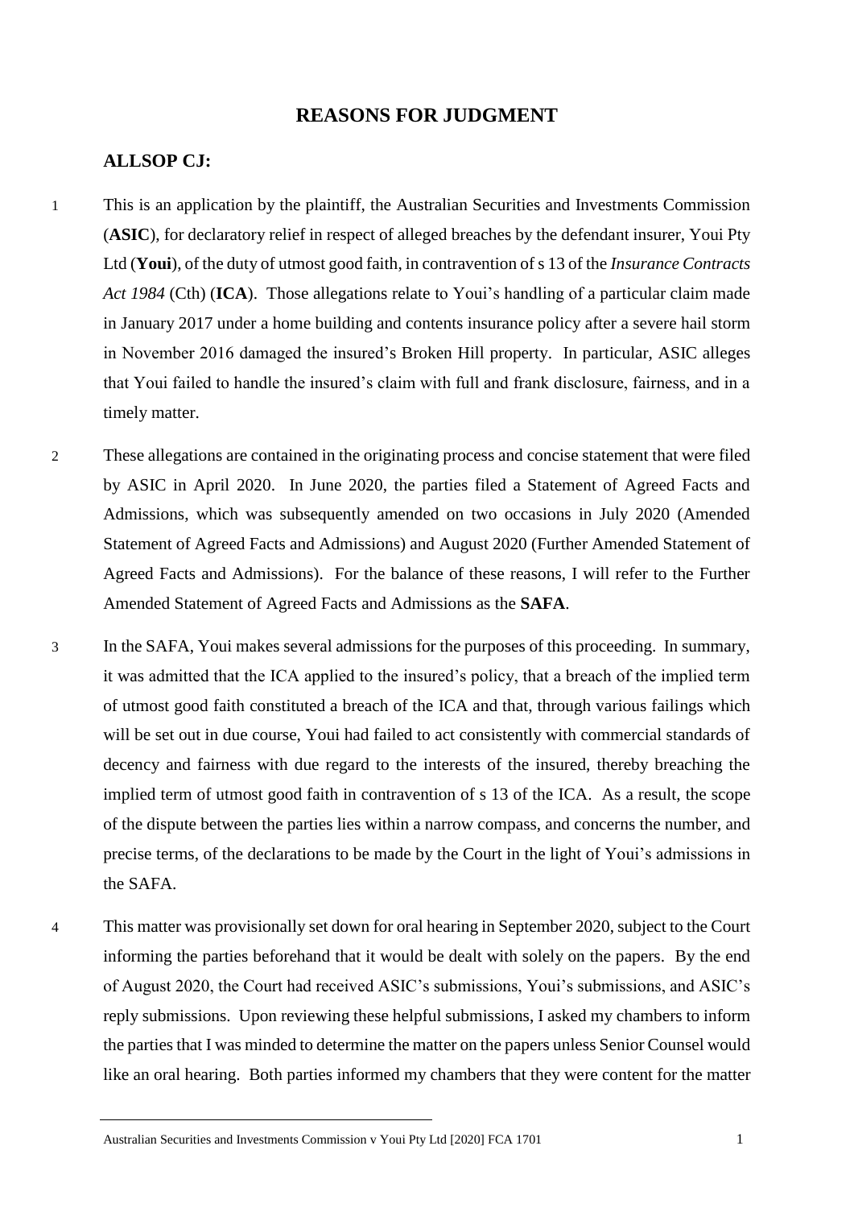# REASONS FOR JUDGMENT

## ALLSOP CJ:

1 This is an application by the plaintiff, the Australian Securities and Investments Commission (**ASIC**), for declaratory relief in respect of alleged breaches by the defendant insurer, Youi Pty Ltd (**Youi**), of the duty of utmost good faith, in contravention of s 13 of the *Insurance Contracts Act 1984* (Cth) (**ICA**). Those allegations relate to Youi's handling of a particular claim made in January 2017 under a home building and contents insurance policy after a severe hail storm in November 2016 damaged the insured's Broken Hill property. In particular, ASIC alleges that Youi failed to handle the insured's claim with full and frank disclosure, fairness, and in a timely matter.

2 These allegations are contained in the originating process and concise statement that were filed by ASIC in April 2020. In June 2020, the parties filed a Statement of Agreed Facts and Admissions, which was subsequently amended on two occasions in July 2020 (Amended Statement of Agreed Facts and Admissions) and August 2020 (Further Amended Statement of Agreed Facts and Admissions). For the balance of these reasons, I will refer to the Further Amended Statement of Agreed Facts and Admissions as the **SAFA**.

3 In the SAFA, Youi makes several admissions for the purposes of this proceeding. In summary, it was admitted that the ICA applied to the insured's policy, that a breach of the implied term of utmost good faith constituted a breach of the ICA and that, through various failings which will be set out in due course, Youi had failed to act consistently with commercial standards of decency and fairness with due regard to the interests of the insured, thereby breaching the implied term of utmost good faith in contravention of s 13 of the ICA. As a result, the scope of the dispute between the parties lies within a narrow compass, and concerns the number, and precise terms, of the declarations to be made by the Court in the light of Youi's admissions in the SAFA.

4 This matter was provisionally set down for oral hearing in September 2020, subject to the Court informing the parties beforehand that it would be dealt with solely on the papers. By the end of August 2020, the Court had received ASIC's submissions, Youi's submissions, and ASIC's reply submissions. Upon reviewing these helpful submissions, I asked my chambers to inform the parties that I was minded to determine the matter on the papers unless Senior Counsel would like an oral hearing. Both parties informed my chambers that they were content for the matter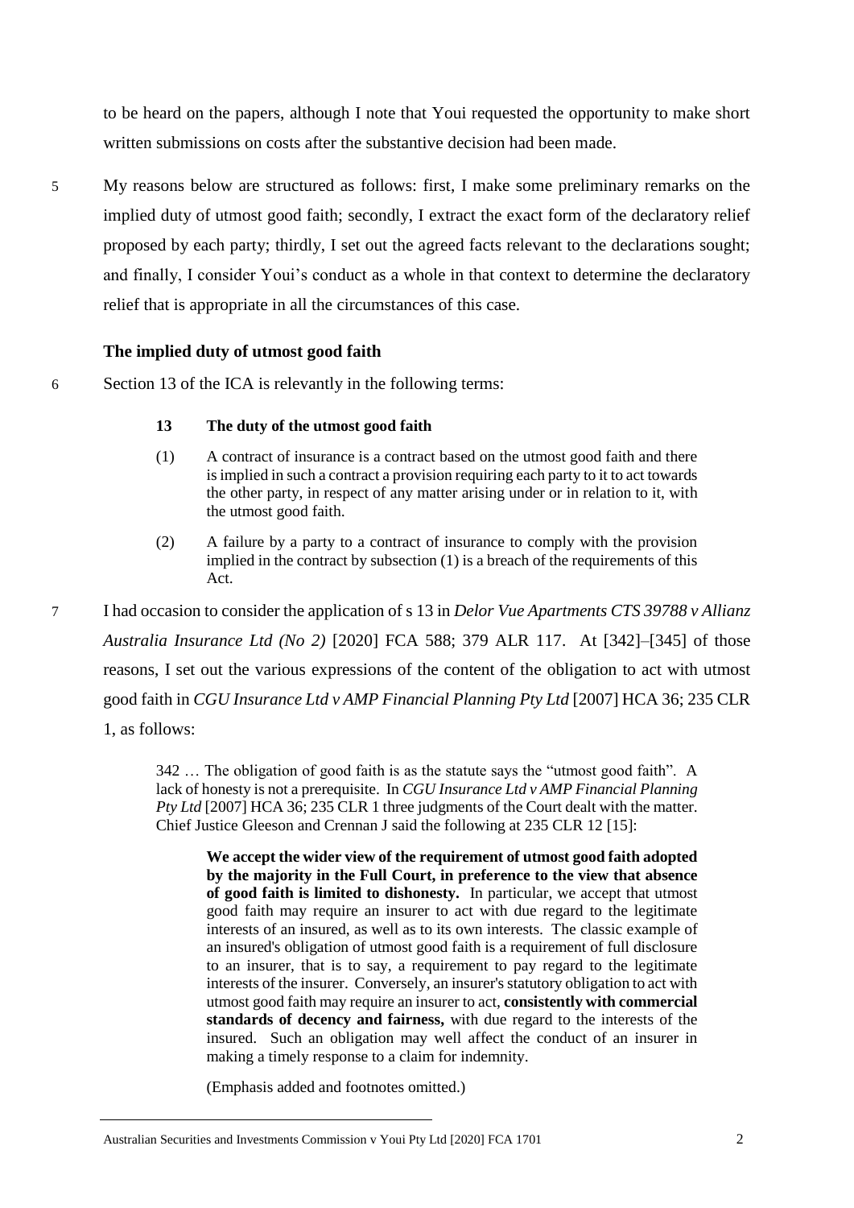to be heard on the papers, although I note that Youi requested the opportunity to make short written submissions on costs after the substantive decision had been made.

5 My reasons below are structured as follows: first, I make some preliminary remarks on the implied duty of utmost good faith; secondly, I extract the exact form of the declaratory relief proposed by each party; thirdly, I set out the agreed facts relevant to the declarations sought; and finally, I consider Youi's conduct as a whole in that context to determine the declaratory relief that is appropriate in all the circumstances of this case.

### The implied duty of utmost good faith

6 Section 13 of the ICA is relevantly in the following terms:

> **13 The duty of the utmost good faith**
>
> (1) A contract of insurance is a contract based on the utmost good faith and there is implied in such a contract a provision requiring each party to it to act towards the other party, in respect of any matter arising under or in relation to it, with the utmost good faith.
>
> (2) A failure by a party to a contract of insurance to comply with the provision implied in the contract by subsection (1) is a breach of the requirements of this Act.

7 I had occasion to consider the application of s 13 in *Delor Vue Apartments CTS 39788 v Allianz Australia Insurance Ltd (No 2)* [2020] FCA 588; 379 ALR 117. At [342]–[345] of those reasons, I set out the various expressions of the content of the obligation to act with utmost good faith in *CGU Insurance Ltd v AMP Financial Planning Pty Ltd* [2007] HCA 36; 235 CLR 1, as follows:

> 342 … The obligation of good faith is as the statute says the "utmost good faith". A lack of honesty is not a prerequisite. In *CGU Insurance Ltd v AMP Financial Planning Pty Ltd* [2007] HCA 36; 235 CLR 1 three judgments of the Court dealt with the matter. Chief Justice Gleeson and Crennan J said the following at 235 CLR 12 [15]:
>
> > **We accept the wider view of the requirement of utmost good faith adopted by the majority in the Full Court, in preference to the view that absence of good faith is limited to dishonesty.** In particular, we accept that utmost good faith may require an insurer to act with due regard to the legitimate interests of an insured, as well as to its own interests. The classic example of an insured's obligation of utmost good faith is a requirement of full disclosure to an insurer, that is to say, a requirement to pay regard to the legitimate interests of the insurer. Conversely, an insurer's statutory obligation to act with utmost good faith may require an insurer to act, **consistently with commercial standards of decency and fairness,** with due regard to the interests of the insured. Such an obligation may well affect the conduct of an insurer in making a timely response to a claim for indemnity.
>
> (Emphasis added and footnotes omitted.)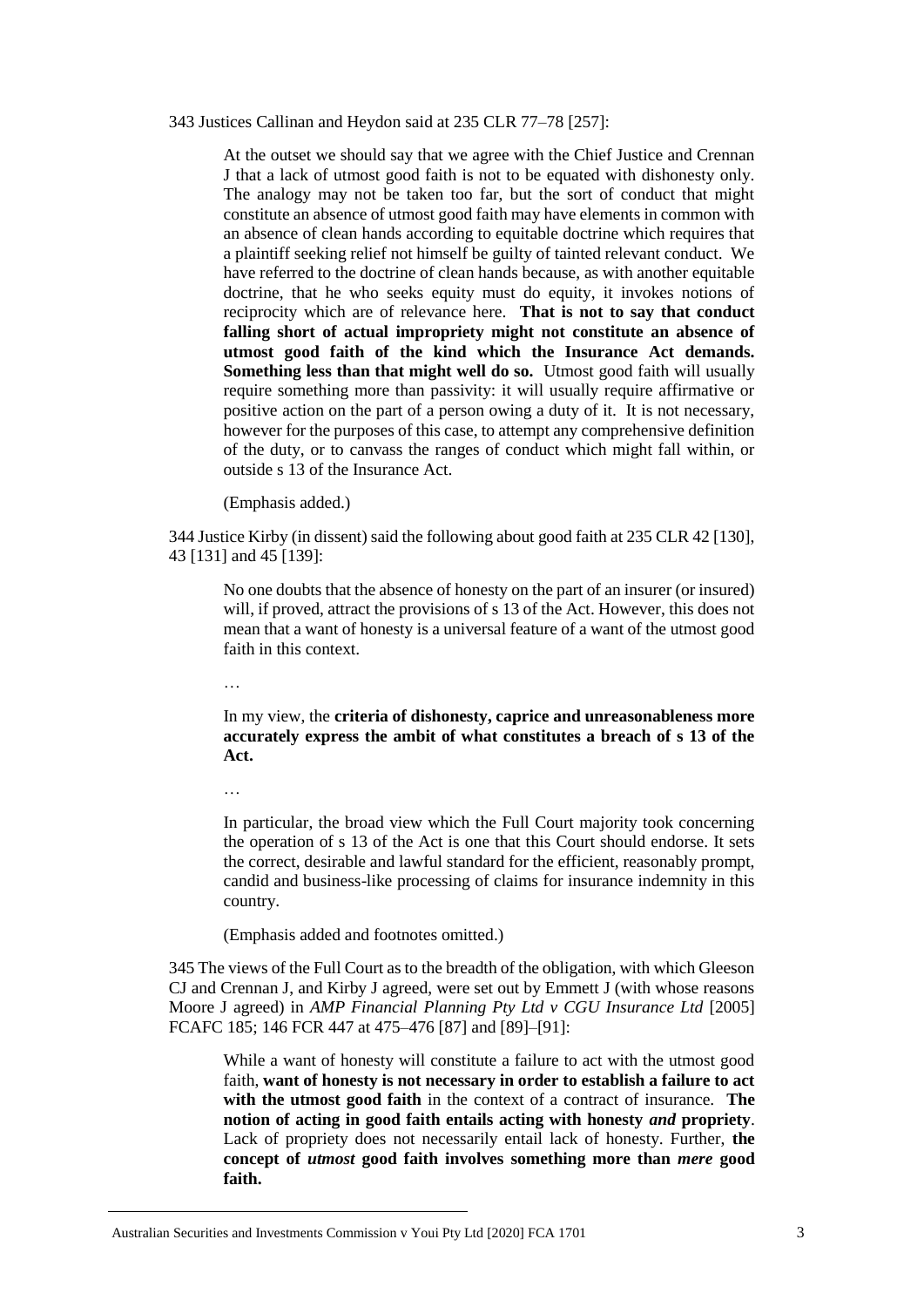343 Justices Callinan and Heydon said at 235 CLR 77–78 [257]:

> At the outset we should say that we agree with the Chief Justice and Crennan J that a lack of utmost good faith is not to be equated with dishonesty only. The analogy may not be taken too far, but the sort of conduct that might constitute an absence of utmost good faith may have elements in common with an absence of clean hands according to equitable doctrine which requires that a plaintiff seeking relief not himself be guilty of tainted relevant conduct. We have referred to the doctrine of clean hands because, as with another equitable doctrine, that he who seeks equity must do equity, it invokes notions of reciprocity which are of relevance here. **That is not to say that conduct falling short of actual impropriety might not constitute an absence of utmost good faith of the kind which the Insurance Act demands. Something less than that might well do so.** Utmost good faith will usually require something more than passivity: it will usually require affirmative or positive action on the part of a person owing a duty of it. It is not necessary, however for the purposes of this case, to attempt any comprehensive definition of the duty, or to canvass the ranges of conduct which might fall within, or outside s 13 of the Insurance Act.
>
> (Emphasis added.)

344 Justice Kirby (in dissent) said the following about good faith at 235 CLR 42 [130], 43 [131] and 45 [139]:

> No one doubts that the absence of honesty on the part of an insurer (or insured) will, if proved, attract the provisions of s 13 of the Act. However, this does not mean that a want of honesty is a universal feature of a want of the utmost good faith in this context.
>
> …
>
> In my view, the **criteria of dishonesty, caprice and unreasonableness more accurately express the ambit of what constitutes a breach of s 13 of the Act.**
>
> …
>
> In particular, the broad view which the Full Court majority took concerning the operation of s 13 of the Act is one that this Court should endorse. It sets the correct, desirable and lawful standard for the efficient, reasonably prompt, candid and business-like processing of claims for insurance indemnity in this country.
>
> (Emphasis added and footnotes omitted.)

345 The views of the Full Court as to the breadth of the obligation, with which Gleeson CJ and Crennan J, and Kirby J agreed, were set out by Emmett J (with whose reasons Moore J agreed) in *AMP Financial Planning Pty Ltd v CGU Insurance Ltd* [2005] FCAFC 185; 146 FCR 447 at 475–476 [87] and [89]–[91]:

> While a want of honesty will constitute a failure to act with the utmost good faith, **want of honesty is not necessary in order to establish a failure to act with the utmost good faith** in the context of a contract of insurance. **The notion of acting in good faith entails acting with honesty *and* propriety**. Lack of propriety does not necessarily entail lack of honesty. Further, **the concept of *utmost* good faith involves something more than *mere* good faith.**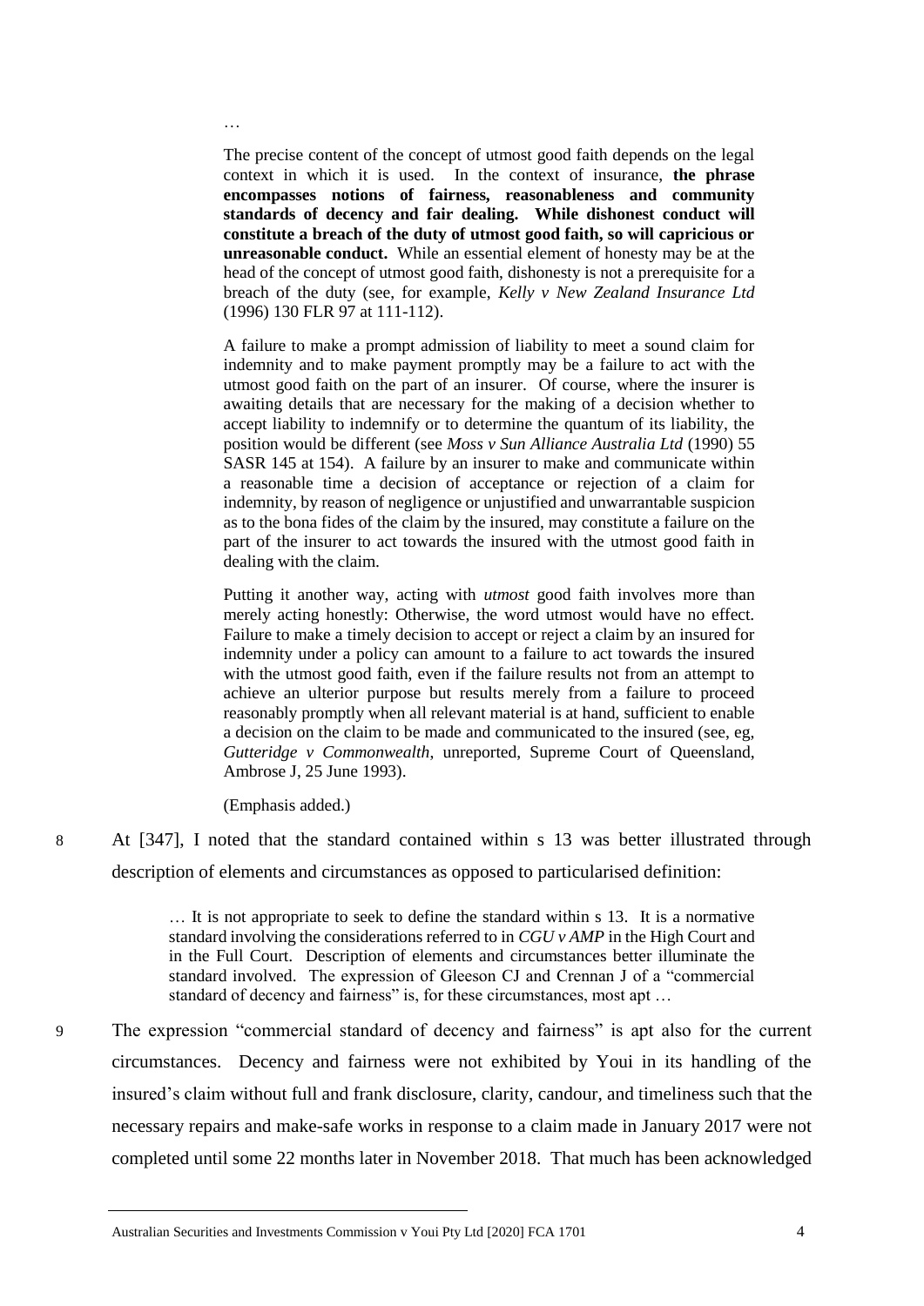…

> The precise content of the concept of utmost good faith depends on the legal context in which it is used. In the context of insurance, **the phrase encompasses notions of fairness, reasonableness and community standards of decency and fair dealing. While dishonest conduct will constitute a breach of the duty of utmost good faith, so will capricious or unreasonable conduct.** While an essential element of honesty may be at the head of the concept of utmost good faith, dishonesty is not a prerequisite for a breach of the duty (see, for example, *Kelly v New Zealand Insurance Ltd* (1996) 130 FLR 97 at 111-112).
>
> A failure to make a prompt admission of liability to meet a sound claim for indemnity and to make payment promptly may be a failure to act with the utmost good faith on the part of an insurer. Of course, where the insurer is awaiting details that are necessary for the making of a decision whether to accept liability to indemnify or to determine the quantum of its liability, the position would be different (see *Moss v Sun Alliance Australia Ltd* (1990) 55 SASR 145 at 154). A failure by an insurer to make and communicate within a reasonable time a decision of acceptance or rejection of a claim for indemnity, by reason of negligence or unjustified and unwarrantable suspicion as to the bona fides of the claim by the insured, may constitute a failure on the part of the insurer to act towards the insured with the utmost good faith in dealing with the claim.
>
> Putting it another way, acting with *utmost* good faith involves more than merely acting honestly: Otherwise, the word utmost would have no effect. Failure to make a timely decision to accept or reject a claim by an insured for indemnity under a policy can amount to a failure to act towards the insured with the utmost good faith, even if the failure results not from an attempt to achieve an ulterior purpose but results merely from a failure to proceed reasonably promptly when all relevant material is at hand, sufficient to enable a decision on the claim to be made and communicated to the insured (see, eg, *Gutteridge v Commonwealth*, unreported, Supreme Court of Queensland, Ambrose J, 25 June 1993).
>
> (Emphasis added.)

8 At [347], I noted that the standard contained within s 13 was better illustrated through description of elements and circumstances as opposed to particularised definition:

> … It is not appropriate to seek to define the standard within s 13. It is a normative standard involving the considerations referred to in *CGU v AMP* in the High Court and in the Full Court. Description of elements and circumstances better illuminate the standard involved. The expression of Gleeson CJ and Crennan J of a "commercial standard of decency and fairness" is, for these circumstances, most apt …

9 The expression "commercial standard of decency and fairness" is apt also for the current circumstances. Decency and fairness were not exhibited by Youi in its handling of the insured's claim without full and frank disclosure, clarity, candour, and timeliness such that the necessary repairs and make-safe works in response to a claim made in January 2017 were not completed until some 22 months later in November 2018. That much has been acknowledged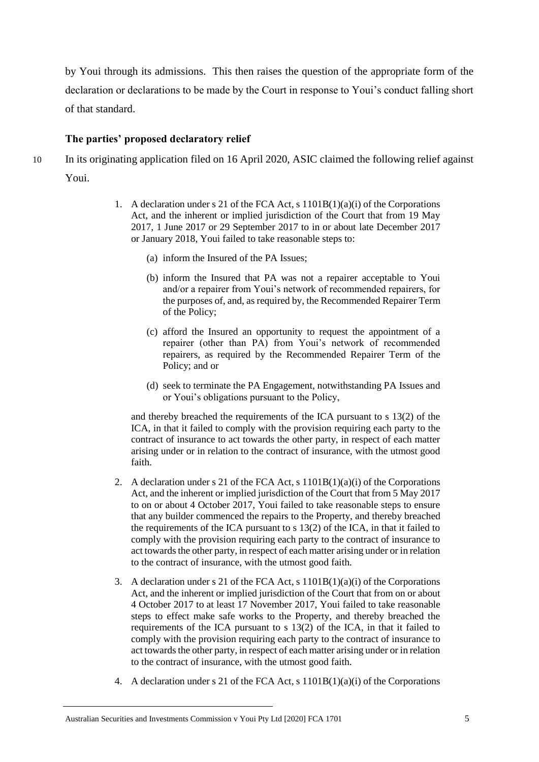by Youi through its admissions. This then raises the question of the appropriate form of the declaration or declarations to be made by the Court in response to Youi's conduct falling short of that standard.

### The parties' proposed declaratory relief

10 In its originating application filed on 16 April 2020, ASIC claimed the following relief against Youi.

> 1. A declaration under s 21 of the FCA Act, s 1101B(1)(a)(i) of the Corporations Act, and the inherent or implied jurisdiction of the Court that from 19 May 2017, 1 June 2017 or 29 September 2017 to in or about late December 2017 or January 2018, Youi failed to take reasonable steps to:
>
>    (a) inform the Insured of the PA Issues;
>
>    (b) inform the Insured that PA was not a repairer acceptable to Youi and/or a repairer from Youi's network of recommended repairers, for the purposes of, and, as required by, the Recommended Repairer Term of the Policy;
>
>    (c) afford the Insured an opportunity to request the appointment of a repairer (other than PA) from Youi's network of recommended repairers, as required by the Recommended Repairer Term of the Policy; and or
>
>    (d) seek to terminate the PA Engagement, notwithstanding PA Issues and or Youi's obligations pursuant to the Policy,
>
>    and thereby breached the requirements of the ICA pursuant to s 13(2) of the ICA, in that it failed to comply with the provision requiring each party to the contract of insurance to act towards the other party, in respect of each matter arising under or in relation to the contract of insurance, with the utmost good faith.
>
> 2. A declaration under s 21 of the FCA Act, s 1101B(1)(a)(i) of the Corporations Act, and the inherent or implied jurisdiction of the Court that from 5 May 2017 to on or about 4 October 2017, Youi failed to take reasonable steps to ensure that any builder commenced the repairs to the Property, and thereby breached the requirements of the ICA pursuant to s 13(2) of the ICA, in that it failed to comply with the provision requiring each party to the contract of insurance to act towards the other party, in respect of each matter arising under or in relation to the contract of insurance, with the utmost good faith.
>
> 3. A declaration under s 21 of the FCA Act, s 1101B(1)(a)(i) of the Corporations Act, and the inherent or implied jurisdiction of the Court that from on or about 4 October 2017 to at least 17 November 2017, Youi failed to take reasonable steps to effect make safe works to the Property, and thereby breached the requirements of the ICA pursuant to s 13(2) of the ICA, in that it failed to comply with the provision requiring each party to the contract of insurance to act towards the other party, in respect of each matter arising under or in relation to the contract of insurance, with the utmost good faith.
>
> 4. A declaration under s 21 of the FCA Act, s 1101B(1)(a)(i) of the Corporations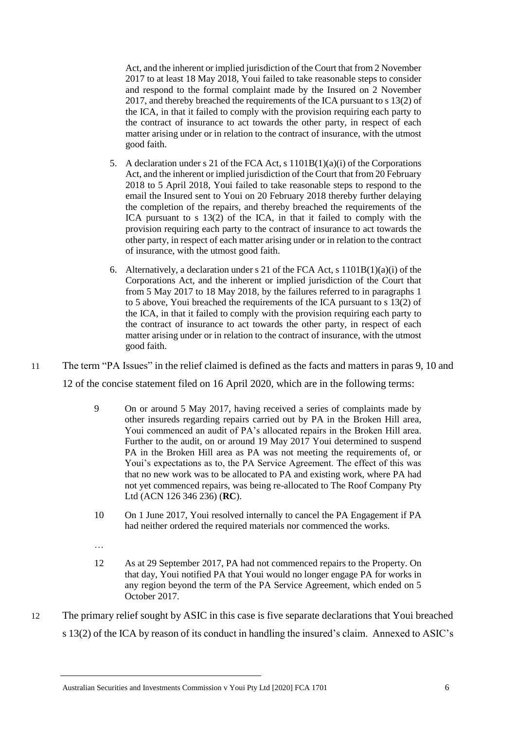Act, and the inherent or implied jurisdiction of the Court that from 2 November 2017 to at least 18 May 2018, Youi failed to take reasonable steps to consider and respond to the formal complaint made by the Insured on 2 November 2017, and thereby breached the requirements of the ICA pursuant to s 13(2) of the ICA, in that it failed to comply with the provision requiring each party to the contract of insurance to act towards the other party, in respect of each matter arising under or in relation to the contract of insurance, with the utmost good faith.

> 5. A declaration under s 21 of the FCA Act, s 1101B(1)(a)(i) of the Corporations Act, and the inherent or implied jurisdiction of the Court that from 20 February 2018 to 5 April 2018, Youi failed to take reasonable steps to respond to the email the Insured sent to Youi on 20 February 2018 thereby further delaying the completion of the repairs, and thereby breached the requirements of the ICA pursuant to s 13(2) of the ICA, in that it failed to comply with the provision requiring each party to the contract of insurance to act towards the other party, in respect of each matter arising under or in relation to the contract of insurance, with the utmost good faith.
>
> 6. Alternatively, a declaration under s 21 of the FCA Act, s 1101B(1)(a)(i) of the Corporations Act, and the inherent or implied jurisdiction of the Court that from 5 May 2017 to 18 May 2018, by the failures referred to in paragraphs 1 to 5 above, Youi breached the requirements of the ICA pursuant to s 13(2) of the ICA, in that it failed to comply with the provision requiring each party to the contract of insurance to act towards the other party, in respect of each matter arising under or in relation to the contract of insurance, with the utmost good faith.

11 The term "PA Issues" in the relief claimed is defined as the facts and matters in paras 9, 10 and 12 of the concise statement filed on 16 April 2020, which are in the following terms:

> 9 On or around 5 May 2017, having received a series of complaints made by other insureds regarding repairs carried out by PA in the Broken Hill area, Youi commenced an audit of PA's allocated repairs in the Broken Hill area. Further to the audit, on or around 19 May 2017 Youi determined to suspend PA in the Broken Hill area as PA was not meeting the requirements of, or Youi's expectations as to, the PA Service Agreement. The effect of this was that no new work was to be allocated to PA and existing work, where PA had not yet commenced repairs, was being re-allocated to The Roof Company Pty Ltd (ACN 126 346 236) (**RC**).
>
> 10 On 1 June 2017, Youi resolved internally to cancel the PA Engagement if PA had neither ordered the required materials nor commenced the works.
>
> …
>
> 12 As at 29 September 2017, PA had not commenced repairs to the Property. On that day, Youi notified PA that Youi would no longer engage PA for works in any region beyond the term of the PA Service Agreement, which ended on 5 October 2017.

12 The primary relief sought by ASIC in this case is five separate declarations that Youi breached s 13(2) of the ICA by reason of its conduct in handling the insured's claim. Annexed to ASIC's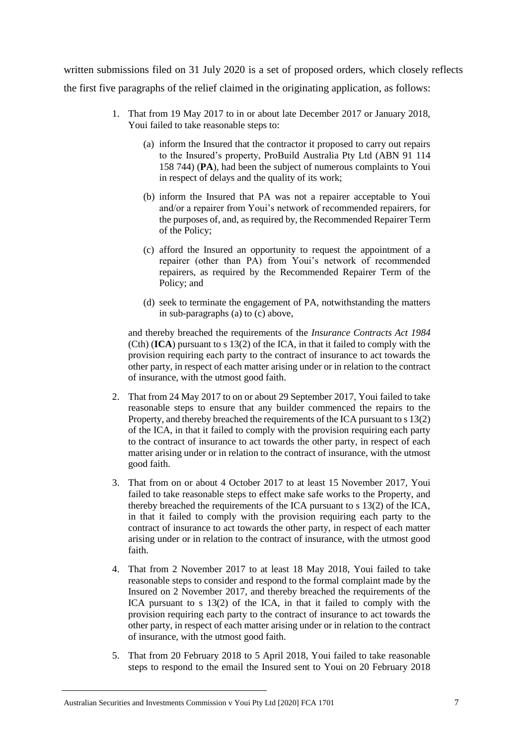written submissions filed on 31 July 2020 is a set of proposed orders, which closely reflects the first five paragraphs of the relief claimed in the originating application, as follows:

> 1. That from 19 May 2017 to in or about late December 2017 or January 2018, Youi failed to take reasonable steps to:
>
>     (a) inform the Insured that the contractor it proposed to carry out repairs to the Insured's property, ProBuild Australia Pty Ltd (ABN 91 114 158 744) (**PA**), had been the subject of numerous complaints to Youi in respect of delays and the quality of its work;
>
>     (b) inform the Insured that PA was not a repairer acceptable to Youi and/or a repairer from Youi's network of recommended repairers, for the purposes of, and, as required by, the Recommended Repairer Term of the Policy;
>
>     (c) afford the Insured an opportunity to request the appointment of a repairer (other than PA) from Youi's network of recommended repairers, as required by the Recommended Repairer Term of the Policy; and
>
>     (d) seek to terminate the engagement of PA, notwithstanding the matters in sub-paragraphs (a) to (c) above,
>
>     and thereby breached the requirements of the *Insurance Contracts Act 1984* (Cth) (**ICA**) pursuant to s 13(2) of the ICA, in that it failed to comply with the provision requiring each party to the contract of insurance to act towards the other party, in respect of each matter arising under or in relation to the contract of insurance, with the utmost good faith.
>
> 2. That from 24 May 2017 to on or about 29 September 2017, Youi failed to take reasonable steps to ensure that any builder commenced the repairs to the Property, and thereby breached the requirements of the ICA pursuant to s 13(2) of the ICA, in that it failed to comply with the provision requiring each party to the contract of insurance to act towards the other party, in respect of each matter arising under or in relation to the contract of insurance, with the utmost good faith.
>
> 3. That from on or about 4 October 2017 to at least 15 November 2017, Youi failed to take reasonable steps to effect make safe works to the Property, and thereby breached the requirements of the ICA pursuant to s 13(2) of the ICA, in that it failed to comply with the provision requiring each party to the contract of insurance to act towards the other party, in respect of each matter arising under or in relation to the contract of insurance, with the utmost good faith.
>
> 4. That from 2 November 2017 to at least 18 May 2018, Youi failed to take reasonable steps to consider and respond to the formal complaint made by the Insured on 2 November 2017, and thereby breached the requirements of the ICA pursuant to s 13(2) of the ICA, in that it failed to comply with the provision requiring each party to the contract of insurance to act towards the other party, in respect of each matter arising under or in relation to the contract of insurance, with the utmost good faith.
>
> 5. That from 20 February 2018 to 5 April 2018, Youi failed to take reasonable steps to respond to the email the Insured sent to Youi on 20 February 2018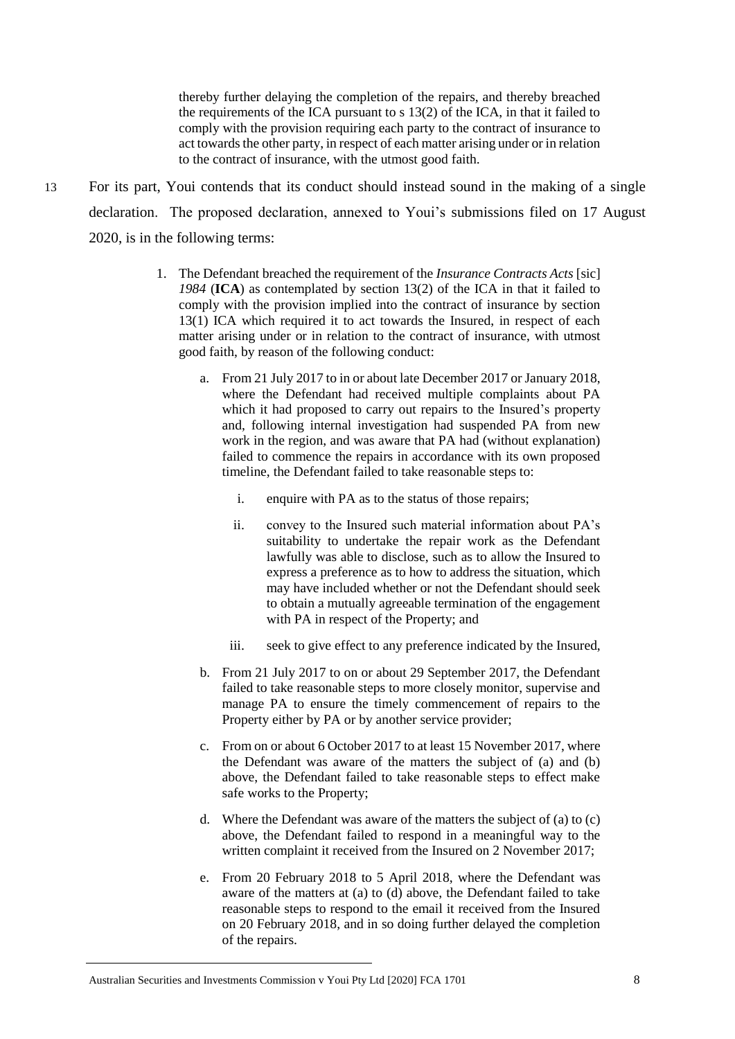> thereby further delaying the completion of the repairs, and thereby breached the requirements of the ICA pursuant to s 13(2) of the ICA, in that it failed to comply with the provision requiring each party to the contract of insurance to act towards the other party, in respect of each matter arising under or in relation to the contract of insurance, with the utmost good faith.

13 For its part, Youi contends that its conduct should instead sound in the making of a single declaration. The proposed declaration, annexed to Youi's submissions filed on 17 August 2020, is in the following terms:

> 1. The Defendant breached the requirement of the *Insurance Contracts Acts* [sic] *1984* (**ICA**) as contemplated by section 13(2) of the ICA in that it failed to comply with the provision implied into the contract of insurance by section 13(1) ICA which required it to act towards the Insured, in respect of each matter arising under or in relation to the contract of insurance, with utmost good faith, by reason of the following conduct:
>
>     a. From 21 July 2017 to in or about late December 2017 or January 2018, where the Defendant had received multiple complaints about PA which it had proposed to carry out repairs to the Insured's property and, following internal investigation had suspended PA from new work in the region, and was aware that PA had (without explanation) failed to commence the repairs in accordance with its own proposed timeline, the Defendant failed to take reasonable steps to:
>
>         i. enquire with PA as to the status of those repairs;
>
>         ii. convey to the Insured such material information about PA's suitability to undertake the repair work as the Defendant lawfully was able to disclose, such as to allow the Insured to express a preference as to how to address the situation, which may have included whether or not the Defendant should seek to obtain a mutually agreeable termination of the engagement with PA in respect of the Property; and
>
>         iii. seek to give effect to any preference indicated by the Insured,
>
>     b. From 21 July 2017 to on or about 29 September 2017, the Defendant failed to take reasonable steps to more closely monitor, supervise and manage PA to ensure the timely commencement of repairs to the Property either by PA or by another service provider;
>
>     c. From on or about 6 October 2017 to at least 15 November 2017, where the Defendant was aware of the matters the subject of (a) and (b) above, the Defendant failed to take reasonable steps to effect make safe works to the Property;
>
>     d. Where the Defendant was aware of the matters the subject of (a) to (c) above, the Defendant failed to respond in a meaningful way to the written complaint it received from the Insured on 2 November 2017;
>
>     e. From 20 February 2018 to 5 April 2018, where the Defendant was aware of the matters at (a) to (d) above, the Defendant failed to take reasonable steps to respond to the email it received from the Insured on 20 February 2018, and in so doing further delayed the completion of the repairs.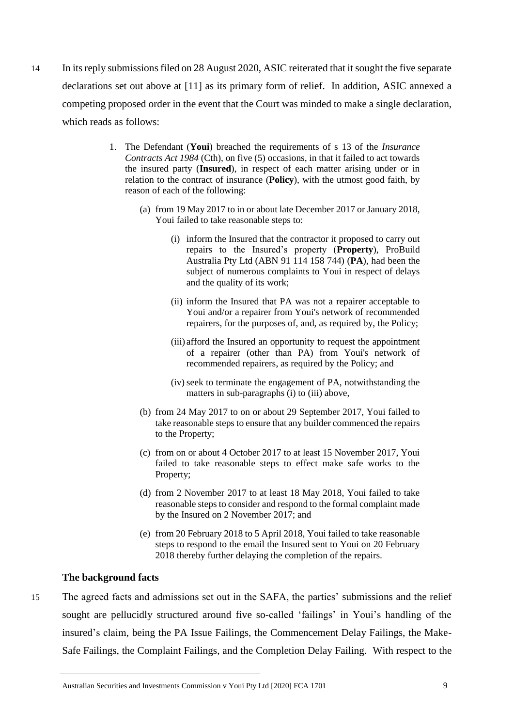14 In its reply submissions filed on 28 August 2020, ASIC reiterated that it sought the five separate declarations set out above at [11] as its primary form of relief. In addition, ASIC annexed a competing proposed order in the event that the Court was minded to make a single declaration, which reads as follows:

> 1. The Defendant (**Youi**) breached the requirements of s 13 of the *Insurance Contracts Act 1984* (Cth), on five (5) occasions, in that it failed to act towards the insured party (**Insured**), in respect of each matter arising under or in relation to the contract of insurance (**Policy**), with the utmost good faith, by reason of each of the following:
>
>    (a) from 19 May 2017 to in or about late December 2017 or January 2018, Youi failed to take reasonable steps to:
>
>       (i) inform the Insured that the contractor it proposed to carry out repairs to the Insured's property (**Property**), ProBuild Australia Pty Ltd (ABN 91 114 158 744) (**PA**), had been the subject of numerous complaints to Youi in respect of delays and the quality of its work;
>
>       (ii) inform the Insured that PA was not a repairer acceptable to Youi and/or a repairer from Youi's network of recommended repairers, for the purposes of, and, as required by, the Policy;
>
>       (iii) afford the Insured an opportunity to request the appointment of a repairer (other than PA) from Youi's network of recommended repairers, as required by the Policy; and
>
>       (iv) seek to terminate the engagement of PA, notwithstanding the matters in sub-paragraphs (i) to (iii) above,
>
>    (b) from 24 May 2017 to on or about 29 September 2017, Youi failed to take reasonable steps to ensure that any builder commenced the repairs to the Property;
>
>    (c) from on or about 4 October 2017 to at least 15 November 2017, Youi failed to take reasonable steps to effect make safe works to the Property;
>
>    (d) from 2 November 2017 to at least 18 May 2018, Youi failed to take reasonable steps to consider and respond to the formal complaint made by the Insured on 2 November 2017; and
>
>    (e) from 20 February 2018 to 5 April 2018, Youi failed to take reasonable steps to respond to the email the Insured sent to Youi on 20 February 2018 thereby further delaying the completion of the repairs.

### The background facts

15 The agreed facts and admissions set out in the SAFA, the parties' submissions and the relief sought are pellucidly structured around five so-called 'failings' in Youi's handling of the insured's claim, being the PA Issue Failings, the Commencement Delay Failings, the Make-Safe Failings, the Complaint Failings, and the Completion Delay Failing. With respect to the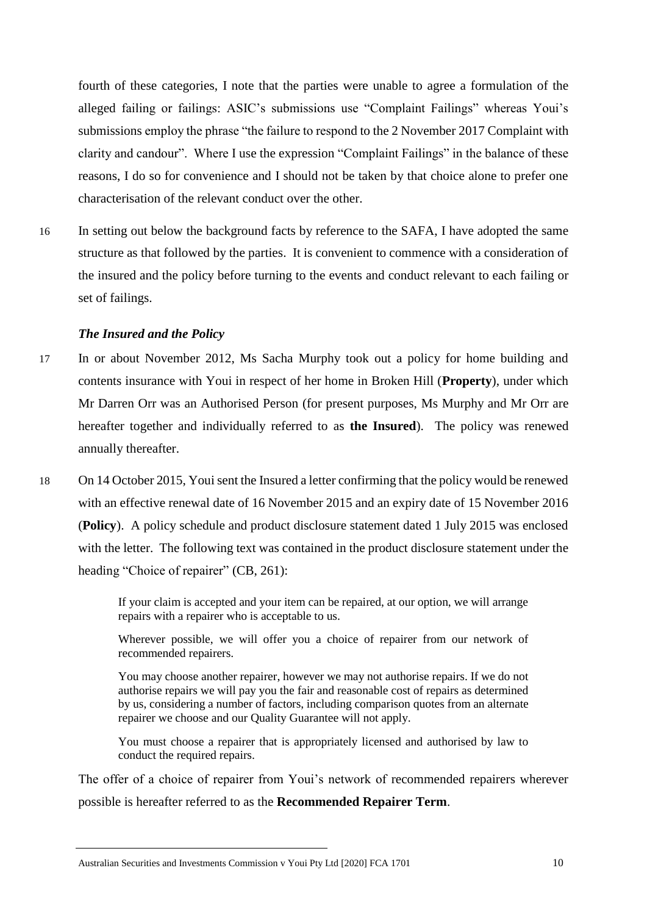fourth of these categories, I note that the parties were unable to agree a formulation of the alleged failing or failings: ASIC's submissions use "Complaint Failings" whereas Youi's submissions employ the phrase "the failure to respond to the 2 November 2017 Complaint with clarity and candour". Where I use the expression "Complaint Failings" in the balance of these reasons, I do so for convenience and I should not be taken by that choice alone to prefer one characterisation of the relevant conduct over the other.

16 In setting out below the background facts by reference to the SAFA, I have adopted the same structure as that followed by the parties. It is convenient to commence with a consideration of the insured and the policy before turning to the events and conduct relevant to each failing or set of failings.

### *The Insured and the Policy*

17 In or about November 2012, Ms Sacha Murphy took out a policy for home building and contents insurance with Youi in respect of her home in Broken Hill (**Property**), under which Mr Darren Orr was an Authorised Person (for present purposes, Ms Murphy and Mr Orr are hereafter together and individually referred to as **the Insured**). The policy was renewed annually thereafter.

18 On 14 October 2015, Youi sent the Insured a letter confirming that the policy would be renewed with an effective renewal date of 16 November 2015 and an expiry date of 15 November 2016 (**Policy**). A policy schedule and product disclosure statement dated 1 July 2015 was enclosed with the letter. The following text was contained in the product disclosure statement under the heading "Choice of repairer" (CB, 261):

> If your claim is accepted and your item can be repaired, at our option, we will arrange repairs with a repairer who is acceptable to us.
>
> Wherever possible, we will offer you a choice of repairer from our network of recommended repairers.
>
> You may choose another repairer, however we may not authorise repairs. If we do not authorise repairs we will pay you the fair and reasonable cost of repairs as determined by us, considering a number of factors, including comparison quotes from an alternate repairer we choose and our Quality Guarantee will not apply.
>
> You must choose a repairer that is appropriately licensed and authorised by law to conduct the required repairs.

The offer of a choice of repairer from Youi's network of recommended repairers wherever possible is hereafter referred to as the **Recommended Repairer Term**.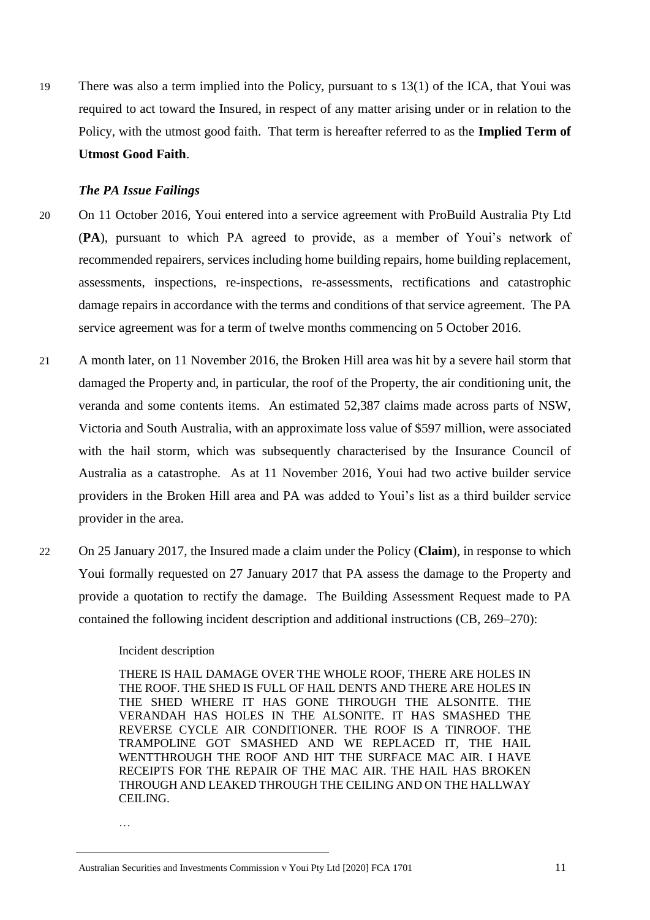19 There was also a term implied into the Policy, pursuant to s 13(1) of the ICA, that Youi was required to act toward the Insured, in respect of any matter arising under or in relation to the Policy, with the utmost good faith. That term is hereafter referred to as the **Implied Term of Utmost Good Faith**.

### *The PA Issue Failings*

20 On 11 October 2016, Youi entered into a service agreement with ProBuild Australia Pty Ltd (**PA**), pursuant to which PA agreed to provide, as a member of Youi's network of recommended repairers, services including home building repairs, home building replacement, assessments, inspections, re-inspections, re-assessments, rectifications and catastrophic damage repairs in accordance with the terms and conditions of that service agreement. The PA service agreement was for a term of twelve months commencing on 5 October 2016.

21 A month later, on 11 November 2016, the Broken Hill area was hit by a severe hail storm that damaged the Property and, in particular, the roof of the Property, the air conditioning unit, the veranda and some contents items. An estimated 52,387 claims made across parts of NSW, Victoria and South Australia, with an approximate loss value of $597 million, were associated with the hail storm, which was subsequently characterised by the Insurance Council of Australia as a catastrophe. As at 11 November 2016, Youi had two active builder service providers in the Broken Hill area and PA was added to Youi's list as a third builder service provider in the area.

22 On 25 January 2017, the Insured made a claim under the Policy (**Claim**), in response to which Youi formally requested on 27 January 2017 that PA assess the damage to the Property and provide a quotation to rectify the damage. The Building Assessment Request made to PA contained the following incident description and additional instructions (CB, 269–270):

> Incident description
>
> THERE IS HAIL DAMAGE OVER THE WHOLE ROOF, THERE ARE HOLES IN THE ROOF. THE SHED IS FULL OF HAIL DENTS AND THERE ARE HOLES IN THE SHED WHERE IT HAS GONE THROUGH THE ALSONITE. THE VERANDAH HAS HOLES IN THE ALSONITE. IT HAS SMASHED THE REVERSE CYCLE AIR CONDITIONER. THE ROOF IS A TINROOF. THE TRAMPOLINE GOT SMASHED AND WE REPLACED IT, THE HAIL WENTTHROUGH THE ROOF AND HIT THE SURFACE MAC AIR. I HAVE RECEIPTS FOR THE REPAIR OF THE MAC AIR. THE HAIL HAS BROKEN THROUGH AND LEAKED THROUGH THE CEILING AND ON THE HALLWAY CEILING.
>
> …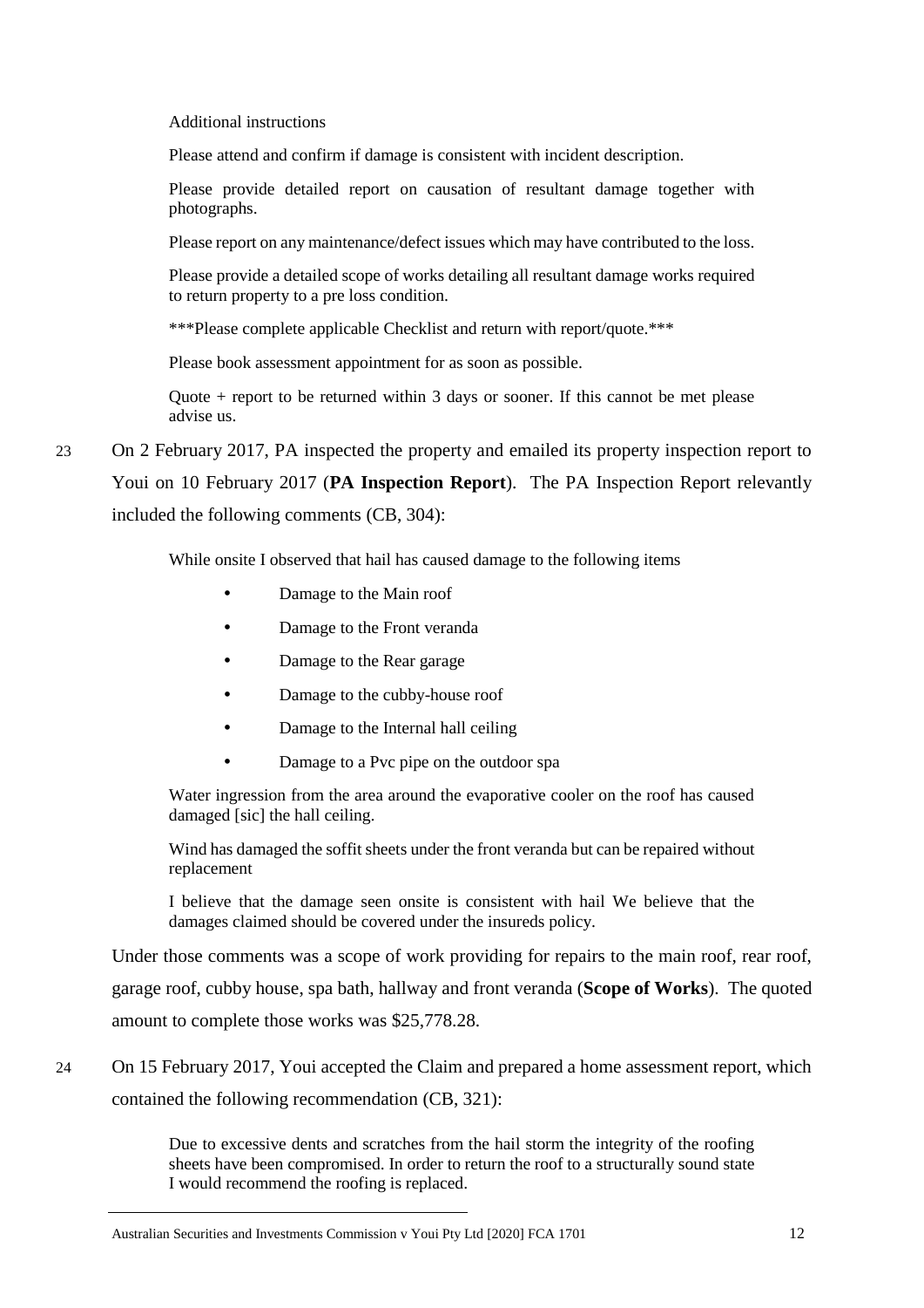> Additional instructions
>
> Please attend and confirm if damage is consistent with incident description.
>
> Please provide detailed report on causation of resultant damage together with photographs.
>
> Please report on any maintenance/defect issues which may have contributed to the loss.
>
> Please provide a detailed scope of works detailing all resultant damage works required to return property to a pre loss condition.
>
> ***Please complete applicable Checklist and return with report/quote.***
>
> Please book assessment appointment for as soon as possible.
>
> Quote + report to be returned within 3 days or sooner. If this cannot be met please advise us.

23 On 2 February 2017, PA inspected the property and emailed its property inspection report to Youi on 10 February 2017 (**PA Inspection Report**). The PA Inspection Report relevantly included the following comments (CB, 304):

> While onsite I observed that hail has caused damage to the following items
>
> - Damage to the Main roof
> - Damage to the Front veranda
> - Damage to the Rear garage
> - Damage to the cubby-house roof
> - Damage to the Internal hall ceiling
> - Damage to a Pvc pipe on the outdoor spa
>
> Water ingression from the area around the evaporative cooler on the roof has caused damaged [sic] the hall ceiling.
>
> Wind has damaged the soffit sheets under the front veranda but can be repaired without replacement
>
> I believe that the damage seen onsite is consistent with hail We believe that the damages claimed should be covered under the insureds policy.

Under those comments was a scope of work providing for repairs to the main roof, rear roof, garage roof, cubby house, spa bath, hallway and front veranda (**Scope of Works**). The quoted amount to complete those works was $25,778.28.

24 On 15 February 2017, Youi accepted the Claim and prepared a home assessment report, which contained the following recommendation (CB, 321):

> Due to excessive dents and scratches from the hail storm the integrity of the roofing sheets have been compromised. In order to return the roof to a structurally sound state I would recommend the roofing is replaced.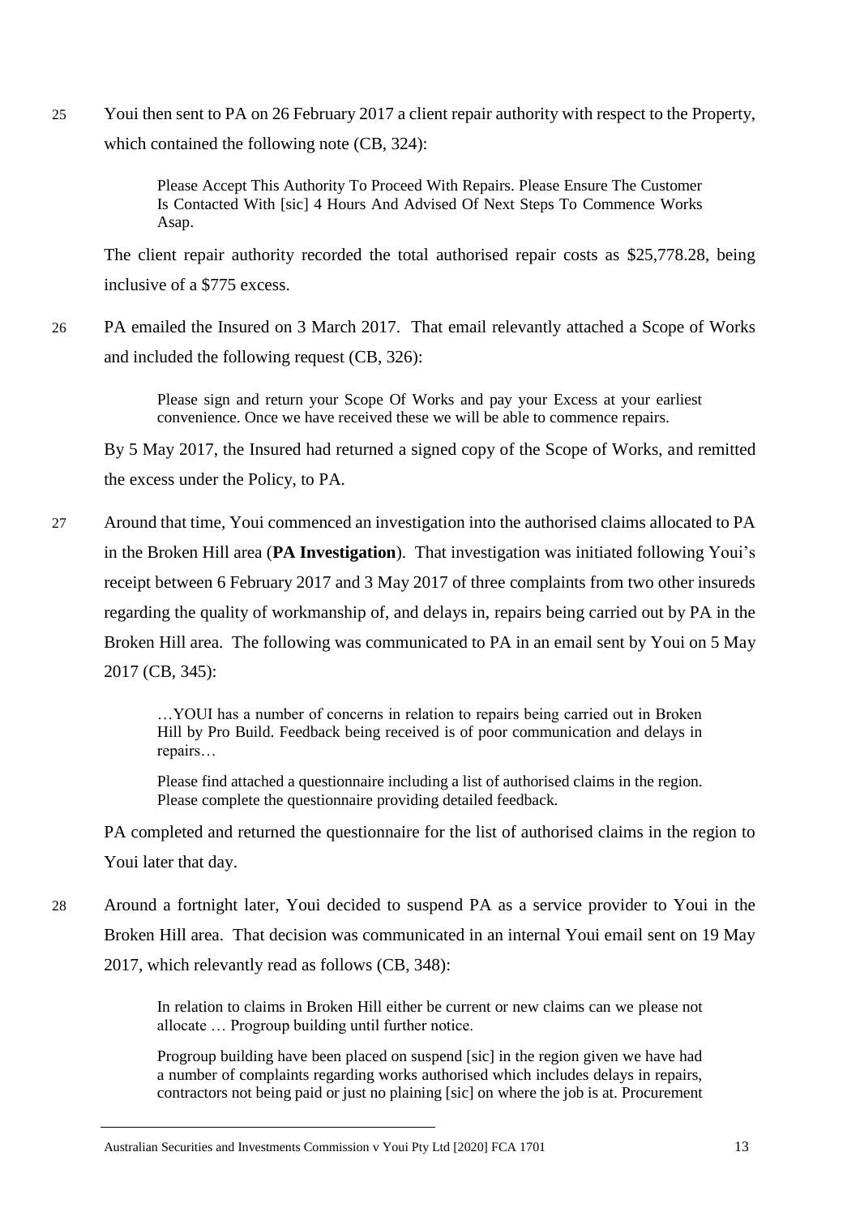25 Youi then sent to PA on 26 February 2017 a client repair authority with respect to the Property, which contained the following note (CB, 324):

> Please Accept This Authority To Proceed With Repairs. Please Ensure The Customer Is Contacted With [sic] 4 Hours And Advised Of Next Steps To Commence Works Asap.

The client repair authority recorded the total authorised repair costs as $25,778.28, being inclusive of a $775 excess.

26 PA emailed the Insured on 3 March 2017. That email relevantly attached a Scope of Works and included the following request (CB, 326):

> Please sign and return your Scope Of Works and pay your Excess at your earliest convenience. Once we have received these we will be able to commence repairs.

By 5 May 2017, the Insured had returned a signed copy of the Scope of Works, and remitted the excess under the Policy, to PA.

27 Around that time, Youi commenced an investigation into the authorised claims allocated to PA in the Broken Hill area (**PA Investigation**). That investigation was initiated following Youi's receipt between 6 February 2017 and 3 May 2017 of three complaints from two other insureds regarding the quality of workmanship of, and delays in, repairs being carried out by PA in the Broken Hill area. The following was communicated to PA in an email sent by Youi on 5 May 2017 (CB, 345):

> …YOUI has a number of concerns in relation to repairs being carried out in Broken Hill by Pro Build. Feedback being received is of poor communication and delays in repairs…
>
> Please find attached a questionnaire including a list of authorised claims in the region. Please complete the questionnaire providing detailed feedback.

PA completed and returned the questionnaire for the list of authorised claims in the region to Youi later that day.

28 Around a fortnight later, Youi decided to suspend PA as a service provider to Youi in the Broken Hill area. That decision was communicated in an internal Youi email sent on 19 May 2017, which relevantly read as follows (CB, 348):

> In relation to claims in Broken Hill either be current or new claims can we please not allocate … Progroup building until further notice.
>
> Progroup building have been placed on suspend [sic] in the region given we have had a number of complaints regarding works authorised which includes delays in repairs, contractors not being paid or just no plaining [sic] on where the job is at. Procurement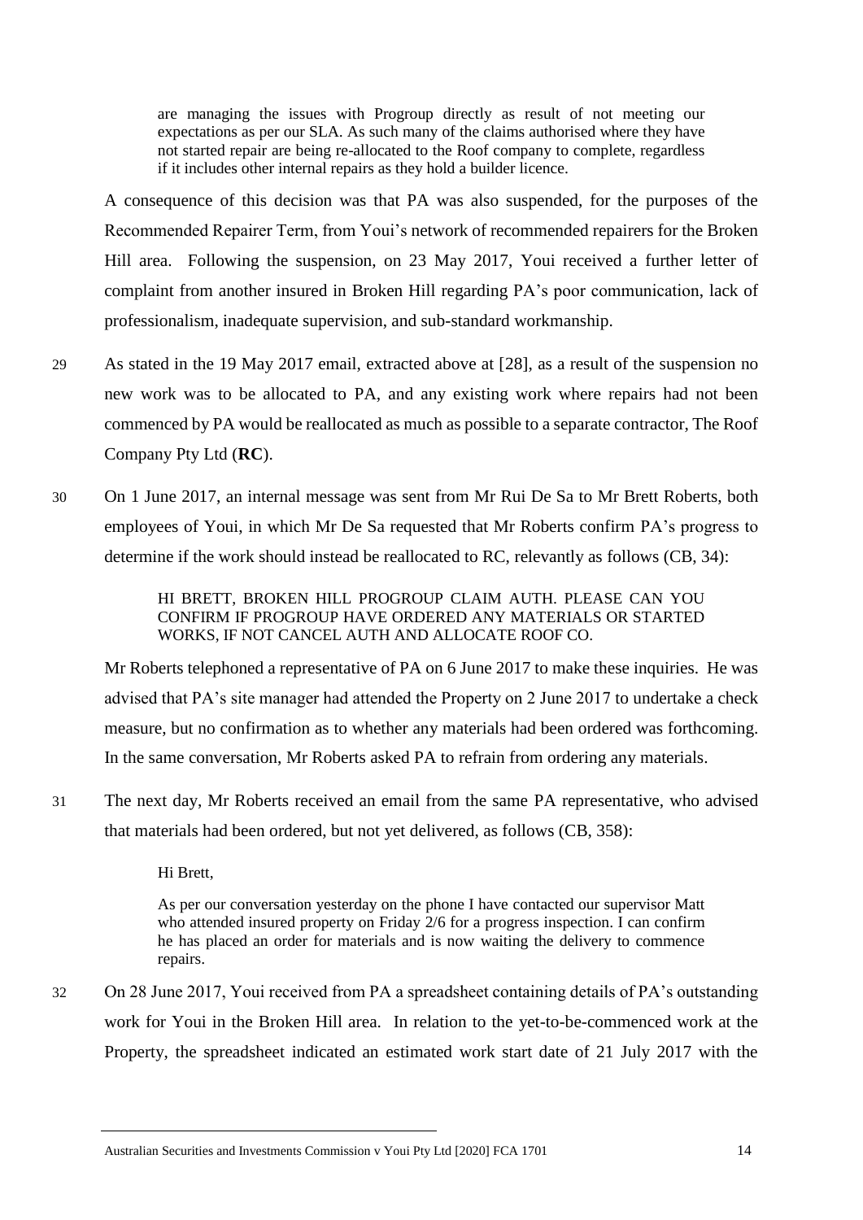> are managing the issues with Progroup directly as result of not meeting our expectations as per our SLA. As such many of the claims authorised where they have not started repair are being re-allocated to the Roof company to complete, regardless if it includes other internal repairs as they hold a builder licence.

A consequence of this decision was that PA was also suspended, for the purposes of the Recommended Repairer Term, from Youi's network of recommended repairers for the Broken Hill area. Following the suspension, on 23 May 2017, Youi received a further letter of complaint from another insured in Broken Hill regarding PA's poor communication, lack of professionalism, inadequate supervision, and sub-standard workmanship.

29 As stated in the 19 May 2017 email, extracted above at [28], as a result of the suspension no new work was to be allocated to PA, and any existing work where repairs had not been commenced by PA would be reallocated as much as possible to a separate contractor, The Roof Company Pty Ltd (**RC**).

30 On 1 June 2017, an internal message was sent from Mr Rui De Sa to Mr Brett Roberts, both employees of Youi, in which Mr De Sa requested that Mr Roberts confirm PA's progress to determine if the work should instead be reallocated to RC, relevantly as follows (CB, 34):

> HI BRETT, BROKEN HILL PROGROUP CLAIM AUTH. PLEASE CAN YOU CONFIRM IF PROGROUP HAVE ORDERED ANY MATERIALS OR STARTED WORKS, IF NOT CANCEL AUTH AND ALLOCATE ROOF CO.

Mr Roberts telephoned a representative of PA on 6 June 2017 to make these inquiries. He was advised that PA's site manager had attended the Property on 2 June 2017 to undertake a check measure, but no confirmation as to whether any materials had been ordered was forthcoming. In the same conversation, Mr Roberts asked PA to refrain from ordering any materials.

31 The next day, Mr Roberts received an email from the same PA representative, who advised that materials had been ordered, but not yet delivered, as follows (CB, 358):

> Hi Brett,
>
> As per our conversation yesterday on the phone I have contacted our supervisor Matt who attended insured property on Friday 2/6 for a progress inspection. I can confirm he has placed an order for materials and is now waiting the delivery to commence repairs.

32 On 28 June 2017, Youi received from PA a spreadsheet containing details of PA's outstanding work for Youi in the Broken Hill area. In relation to the yet-to-be-commenced work at the Property, the spreadsheet indicated an estimated work start date of 21 July 2017 with the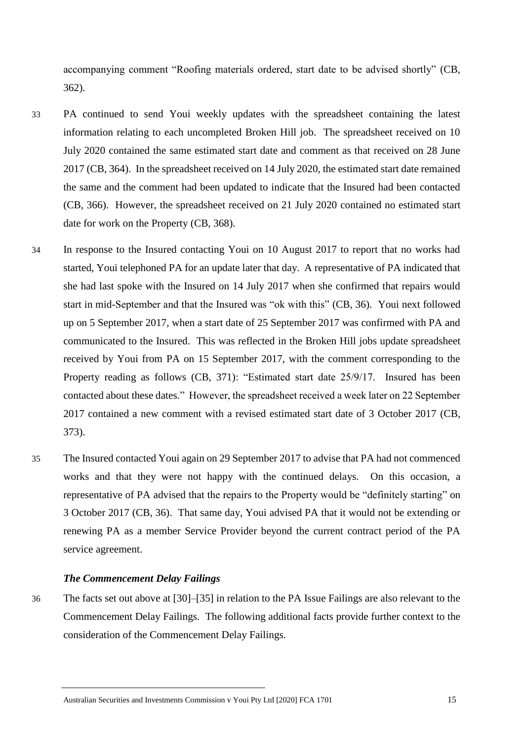accompanying comment "Roofing materials ordered, start date to be advised shortly" (CB, 362).

33 PA continued to send Youi weekly updates with the spreadsheet containing the latest information relating to each uncompleted Broken Hill job. The spreadsheet received on 10 July 2020 contained the same estimated start date and comment as that received on 28 June 2017 (CB, 364). In the spreadsheet received on 14 July 2020, the estimated start date remained the same and the comment had been updated to indicate that the Insured had been contacted (CB, 366). However, the spreadsheet received on 21 July 2020 contained no estimated start date for work on the Property (CB, 368).

34 In response to the Insured contacting Youi on 10 August 2017 to report that no works had started, Youi telephoned PA for an update later that day. A representative of PA indicated that she had last spoke with the Insured on 14 July 2017 when she confirmed that repairs would start in mid-September and that the Insured was "ok with this" (CB, 36). Youi next followed up on 5 September 2017, when a start date of 25 September 2017 was confirmed with PA and communicated to the Insured. This was reflected in the Broken Hill jobs update spreadsheet received by Youi from PA on 15 September 2017, with the comment corresponding to the Property reading as follows (CB, 371): "Estimated start date 25/9/17. Insured has been contacted about these dates." However, the spreadsheet received a week later on 22 September 2017 contained a new comment with a revised estimated start date of 3 October 2017 (CB, 373).

35 The Insured contacted Youi again on 29 September 2017 to advise that PA had not commenced works and that they were not happy with the continued delays. On this occasion, a representative of PA advised that the repairs to the Property would be "definitely starting" on 3 October 2017 (CB, 36). That same day, Youi advised PA that it would not be extending or renewing PA as a member Service Provider beyond the current contract period of the PA service agreement.

### *The Commencement Delay Failings*

36 The facts set out above at [30]–[35] in relation to the PA Issue Failings are also relevant to the Commencement Delay Failings. The following additional facts provide further context to the consideration of the Commencement Delay Failings.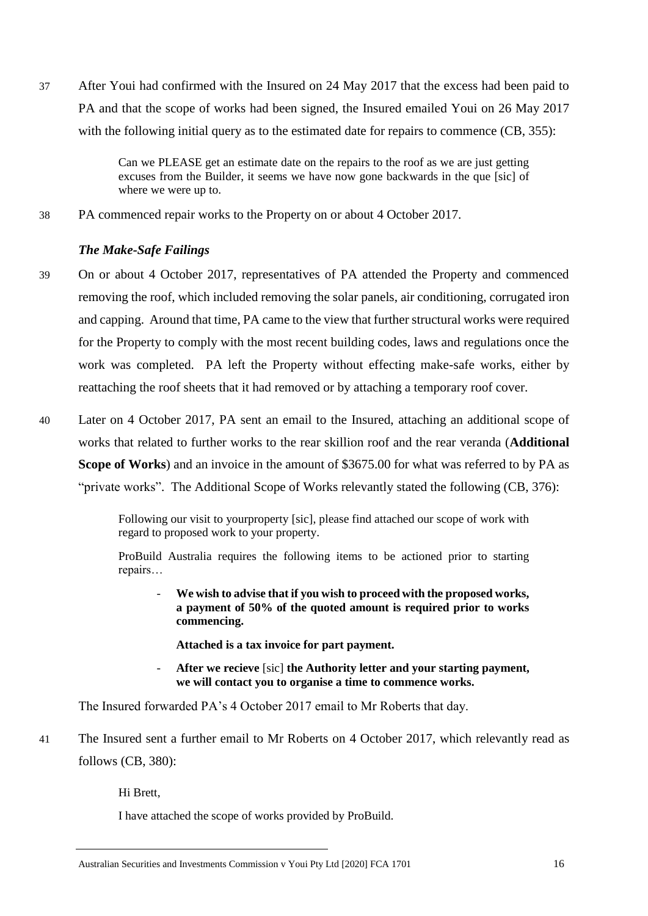37 After Youi had confirmed with the Insured on 24 May 2017 that the excess had been paid to PA and that the scope of works had been signed, the Insured emailed Youi on 26 May 2017 with the following initial query as to the estimated date for repairs to commence (CB, 355):

> Can we PLEASE get an estimate date on the repairs to the roof as we are just getting excuses from the Builder, it seems we have now gone backwards in the que [sic] of where we were up to.

38 PA commenced repair works to the Property on or about 4 October 2017.

### *The Make-Safe Failings*

39 On or about 4 October 2017, representatives of PA attended the Property and commenced removing the roof, which included removing the solar panels, air conditioning, corrugated iron and capping. Around that time, PA came to the view that further structural works were required for the Property to comply with the most recent building codes, laws and regulations once the work was completed. PA left the Property without effecting make-safe works, either by reattaching the roof sheets that it had removed or by attaching a temporary roof cover.

40 Later on 4 October 2017, PA sent an email to the Insured, attaching an additional scope of works that related to further works to the rear skillion roof and the rear veranda (**Additional Scope of Works**) and an invoice in the amount of $3675.00 for what was referred to by PA as "private works". The Additional Scope of Works relevantly stated the following (CB, 376):

> Following our visit to yourproperty [sic], please find attached our scope of work with regard to proposed work to your property.
>
> ProBuild Australia requires the following items to be actioned prior to starting repairs…
>
> - **We wish to advise that if you wish to proceed with the proposed works, a payment of 50% of the quoted amount is required prior to works commencing.**
>
>   **Attached is a tax invoice for part payment.**
>
> - **After we recieve** [sic] **the Authority letter and your starting payment, we will contact you to organise a time to commence works.**

The Insured forwarded PA's 4 October 2017 email to Mr Roberts that day.

41 The Insured sent a further email to Mr Roberts on 4 October 2017, which relevantly read as follows (CB, 380):

> Hi Brett,
>
> I have attached the scope of works provided by ProBuild.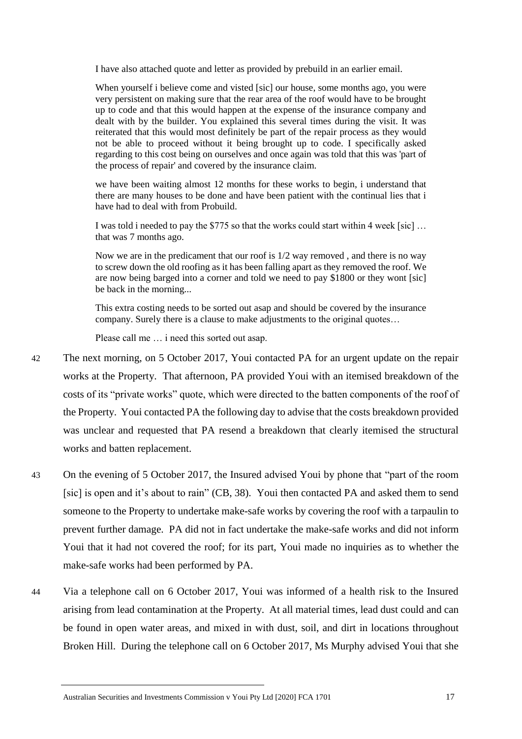> I have also attached quote and letter as provided by prebuild in an earlier email.
>
> When yourself i believe come and visted [sic] our house, some months ago, you were very persistent on making sure that the rear area of the roof would have to be brought up to code and that this would happen at the expense of the insurance company and dealt with by the builder. You explained this several times during the visit. It was reiterated that this would most definitely be part of the repair process as they would not be able to proceed without it being brought up to code. I specifically asked regarding to this cost being on ourselves and once again was told that this was 'part of the process of repair' and covered by the insurance claim.
>
> we have been waiting almost 12 months for these works to begin, i understand that there are many houses to be done and have been patient with the continual lies that i have had to deal with from Probuild.
>
> I was told i needed to pay the $775 so that the works could start within 4 week [sic] … that was 7 months ago.
>
> Now we are in the predicament that our roof is 1/2 way removed , and there is no way to screw down the old roofing as it has been falling apart as they removed the roof. We are now being barged into a corner and told we need to pay $1800 or they wont [sic] be back in the morning...
>
> This extra costing needs to be sorted out asap and should be covered by the insurance company. Surely there is a clause to make adjustments to the original quotes…
>
> Please call me … i need this sorted out asap.

42 The next morning, on 5 October 2017, Youi contacted PA for an urgent update on the repair works at the Property. That afternoon, PA provided Youi with an itemised breakdown of the costs of its "private works" quote, which were directed to the batten components of the roof of the Property. Youi contacted PA the following day to advise that the costs breakdown provided was unclear and requested that PA resend a breakdown that clearly itemised the structural works and batten replacement.

43 On the evening of 5 October 2017, the Insured advised Youi by phone that "part of the room [sic] is open and it's about to rain" (CB, 38). Youi then contacted PA and asked them to send someone to the Property to undertake make-safe works by covering the roof with a tarpaulin to prevent further damage. PA did not in fact undertake the make-safe works and did not inform Youi that it had not covered the roof; for its part, Youi made no inquiries as to whether the make-safe works had been performed by PA.

44 Via a telephone call on 6 October 2017, Youi was informed of a health risk to the Insured arising from lead contamination at the Property. At all material times, lead dust could and can be found in open water areas, and mixed in with dust, soil, and dirt in locations throughout Broken Hill. During the telephone call on 6 October 2017, Ms Murphy advised Youi that she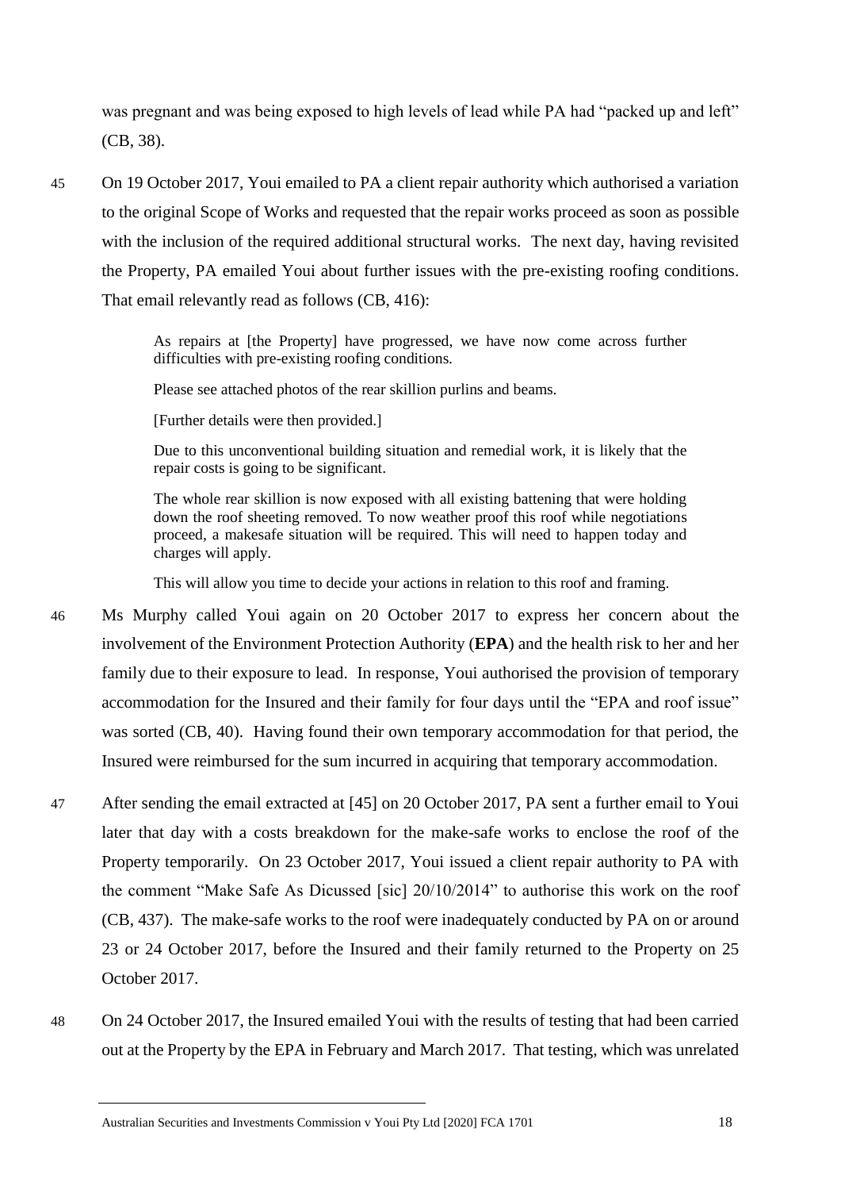was pregnant and was being exposed to high levels of lead while PA had "packed up and left" (CB, 38).

45 On 19 October 2017, Youi emailed to PA a client repair authority which authorised a variation to the original Scope of Works and requested that the repair works proceed as soon as possible with the inclusion of the required additional structural works. The next day, having revisited the Property, PA emailed Youi about further issues with the pre-existing roofing conditions. That email relevantly read as follows (CB, 416):

> As repairs at [the Property] have progressed, we have now come across further difficulties with pre-existing roofing conditions.
>
> Please see attached photos of the rear skillion purlins and beams.
>
> [Further details were then provided.]
>
> Due to this unconventional building situation and remedial work, it is likely that the repair costs is going to be significant.
>
> The whole rear skillion is now exposed with all existing battening that were holding down the roof sheeting removed. To now weather proof this roof while negotiations proceed, a makesafe situation will be required. This will need to happen today and charges will apply.
>
> This will allow you time to decide your actions in relation to this roof and framing.

46 Ms Murphy called Youi again on 20 October 2017 to express her concern about the involvement of the Environment Protection Authority (**EPA**) and the health risk to her and her family due to their exposure to lead. In response, Youi authorised the provision of temporary accommodation for the Insured and their family for four days until the "EPA and roof issue" was sorted (CB, 40). Having found their own temporary accommodation for that period, the Insured were reimbursed for the sum incurred in acquiring that temporary accommodation.

47 After sending the email extracted at [45] on 20 October 2017, PA sent a further email to Youi later that day with a costs breakdown for the make-safe works to enclose the roof of the Property temporarily. On 23 October 2017, Youi issued a client repair authority to PA with the comment "Make Safe As Dicussed [sic] 20/10/2014" to authorise this work on the roof (CB, 437). The make-safe works to the roof were inadequately conducted by PA on or around 23 or 24 October 2017, before the Insured and their family returned to the Property on 25 October 2017.

48 On 24 October 2017, the Insured emailed Youi with the results of testing that had been carried out at the Property by the EPA in February and March 2017. That testing, which was unrelated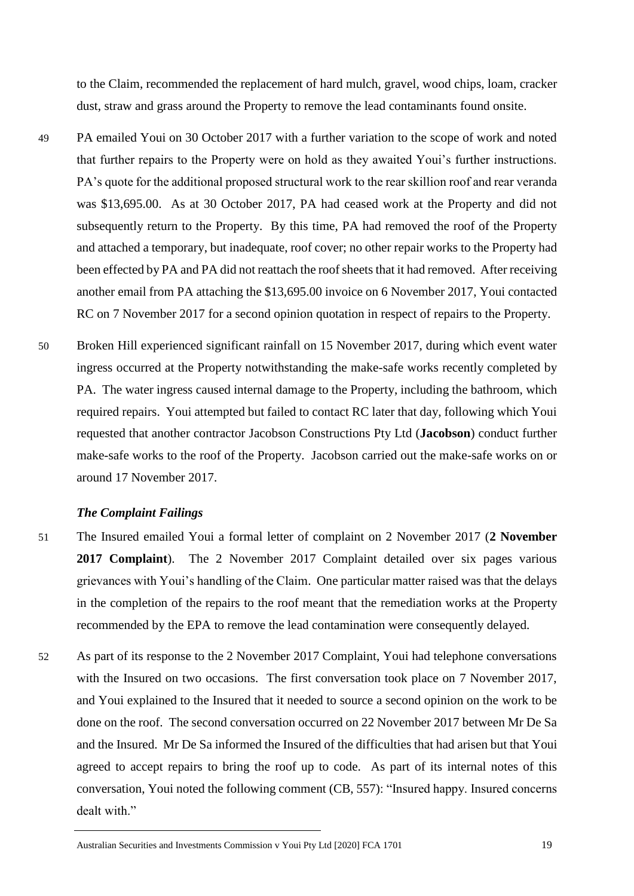to the Claim, recommended the replacement of hard mulch, gravel, wood chips, loam, cracker dust, straw and grass around the Property to remove the lead contaminants found onsite.

49 PA emailed Youi on 30 October 2017 with a further variation to the scope of work and noted that further repairs to the Property were on hold as they awaited Youi's further instructions. PA's quote for the additional proposed structural work to the rear skillion roof and rear veranda was $13,695.00. As at 30 October 2017, PA had ceased work at the Property and did not subsequently return to the Property. By this time, PA had removed the roof of the Property and attached a temporary, but inadequate, roof cover; no other repair works to the Property had been effected by PA and PA did not reattach the roof sheets that it had removed. After receiving another email from PA attaching the $13,695.00 invoice on 6 November 2017, Youi contacted RC on 7 November 2017 for a second opinion quotation in respect of repairs to the Property.

50 Broken Hill experienced significant rainfall on 15 November 2017, during which event water ingress occurred at the Property notwithstanding the make-safe works recently completed by PA. The water ingress caused internal damage to the Property, including the bathroom, which required repairs. Youi attempted but failed to contact RC later that day, following which Youi requested that another contractor Jacobson Constructions Pty Ltd (**Jacobson**) conduct further make-safe works to the roof of the Property. Jacobson carried out the make-safe works on or around 17 November 2017.

### *The Complaint Failings*

51 The Insured emailed Youi a formal letter of complaint on 2 November 2017 (**2 November 2017 Complaint**). The 2 November 2017 Complaint detailed over six pages various grievances with Youi's handling of the Claim. One particular matter raised was that the delays in the completion of the repairs to the roof meant that the remediation works at the Property recommended by the EPA to remove the lead contamination were consequently delayed.

52 As part of its response to the 2 November 2017 Complaint, Youi had telephone conversations with the Insured on two occasions. The first conversation took place on 7 November 2017, and Youi explained to the Insured that it needed to source a second opinion on the work to be done on the roof. The second conversation occurred on 22 November 2017 between Mr De Sa and the Insured. Mr De Sa informed the Insured of the difficulties that had arisen but that Youi agreed to accept repairs to bring the roof up to code. As part of its internal notes of this conversation, Youi noted the following comment (CB, 557): "Insured happy. Insured concerns dealt with."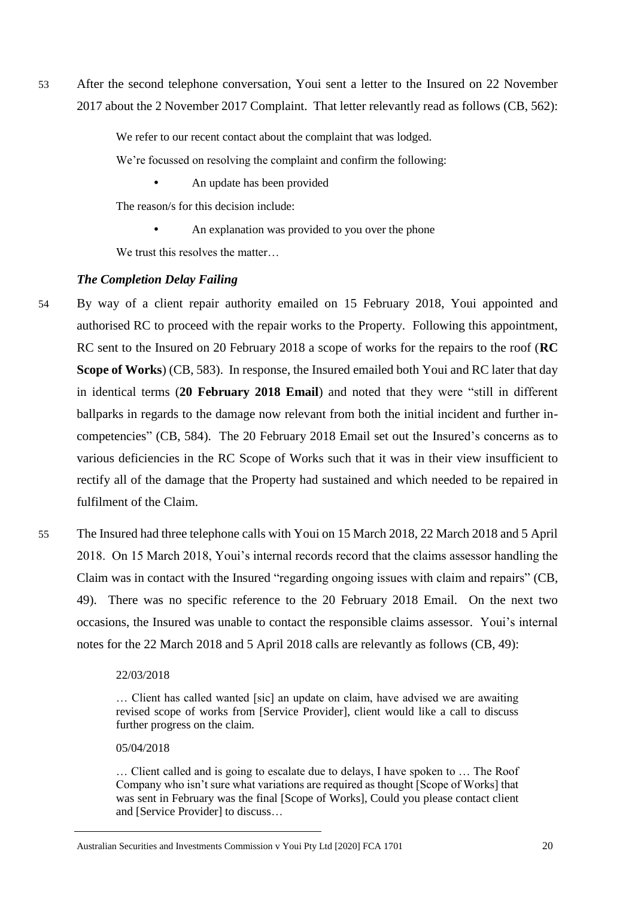53 After the second telephone conversation, Youi sent a letter to the Insured on 22 November 2017 about the 2 November 2017 Complaint. That letter relevantly read as follows (CB, 562):

> We refer to our recent contact about the complaint that was lodged.
>
> We're focussed on resolving the complaint and confirm the following:
>
> - An update has been provided
>
> The reason/s for this decision include:
>
> - An explanation was provided to you over the phone
>
> We trust this resolves the matter…

### *The Completion Delay Failing*

54 By way of a client repair authority emailed on 15 February 2018, Youi appointed and authorised RC to proceed with the repair works to the Property. Following this appointment, RC sent to the Insured on 20 February 2018 a scope of works for the repairs to the roof (**RC Scope of Works**) (CB, 583). In response, the Insured emailed both Youi and RC later that day in identical terms (**20 February 2018 Email**) and noted that they were "still in different ballparks in regards to the damage now relevant from both the initial incident and further in-competencies" (CB, 584). The 20 February 2018 Email set out the Insured's concerns as to various deficiencies in the RC Scope of Works such that it was in their view insufficient to rectify all of the damage that the Property had sustained and which needed to be repaired in fulfilment of the Claim.

55 The Insured had three telephone calls with Youi on 15 March 2018, 22 March 2018 and 5 April 2018. On 15 March 2018, Youi's internal records record that the claims assessor handling the Claim was in contact with the Insured "regarding ongoing issues with claim and repairs" (CB, 49). There was no specific reference to the 20 February 2018 Email. On the next two occasions, the Insured was unable to contact the responsible claims assessor. Youi's internal notes for the 22 March 2018 and 5 April 2018 calls are relevantly as follows (CB, 49):

> 22/03/2018
>
> … Client has called wanted [sic] an update on claim, have advised we are awaiting revised scope of works from [Service Provider], client would like a call to discuss further progress on the claim.
>
> 05/04/2018
>
> … Client called and is going to escalate due to delays, I have spoken to … The Roof Company who isn't sure what variations are required as thought [Scope of Works] that was sent in February was the final [Scope of Works], Could you please contact client and [Service Provider] to discuss…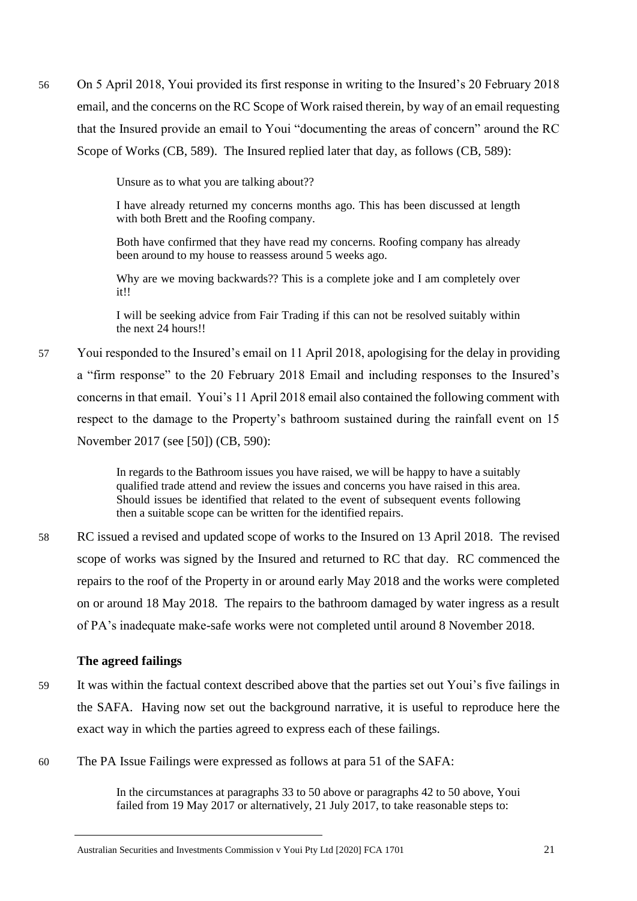56 On 5 April 2018, Youi provided its first response in writing to the Insured's 20 February 2018 email, and the concerns on the RC Scope of Work raised therein, by way of an email requesting that the Insured provide an email to Youi "documenting the areas of concern" around the RC Scope of Works (CB, 589). The Insured replied later that day, as follows (CB, 589):

> Unsure as to what you are talking about??
>
> I have already returned my concerns months ago. This has been discussed at length with both Brett and the Roofing company.
>
> Both have confirmed that they have read my concerns. Roofing company has already been around to my house to reassess around 5 weeks ago.
>
> Why are we moving backwards?? This is a complete joke and I am completely over it!!
>
> I will be seeking advice from Fair Trading if this can not be resolved suitably within the next 24 hours!!

57 Youi responded to the Insured's email on 11 April 2018, apologising for the delay in providing a "firm response" to the 20 February 2018 Email and including responses to the Insured's concerns in that email. Youi's 11 April 2018 email also contained the following comment with respect to the damage to the Property's bathroom sustained during the rainfall event on 15 November 2017 (see [50]) (CB, 590):

> In regards to the Bathroom issues you have raised, we will be happy to have a suitably qualified trade attend and review the issues and concerns you have raised in this area. Should issues be identified that related to the event of subsequent events following then a suitable scope can be written for the identified repairs.

58 RC issued a revised and updated scope of works to the Insured on 13 April 2018. The revised scope of works was signed by the Insured and returned to RC that day. RC commenced the repairs to the roof of the Property in or around early May 2018 and the works were completed on or around 18 May 2018. The repairs to the bathroom damaged by water ingress as a result of PA's inadequate make-safe works were not completed until around 8 November 2018.

### The agreed failings

59 It was within the factual context described above that the parties set out Youi's five failings in the SAFA. Having now set out the background narrative, it is useful to reproduce here the exact way in which the parties agreed to express each of these failings.

60 The PA Issue Failings were expressed as follows at para 51 of the SAFA:

> In the circumstances at paragraphs 33 to 50 above or paragraphs 42 to 50 above, Youi failed from 19 May 2017 or alternatively, 21 July 2017, to take reasonable steps to: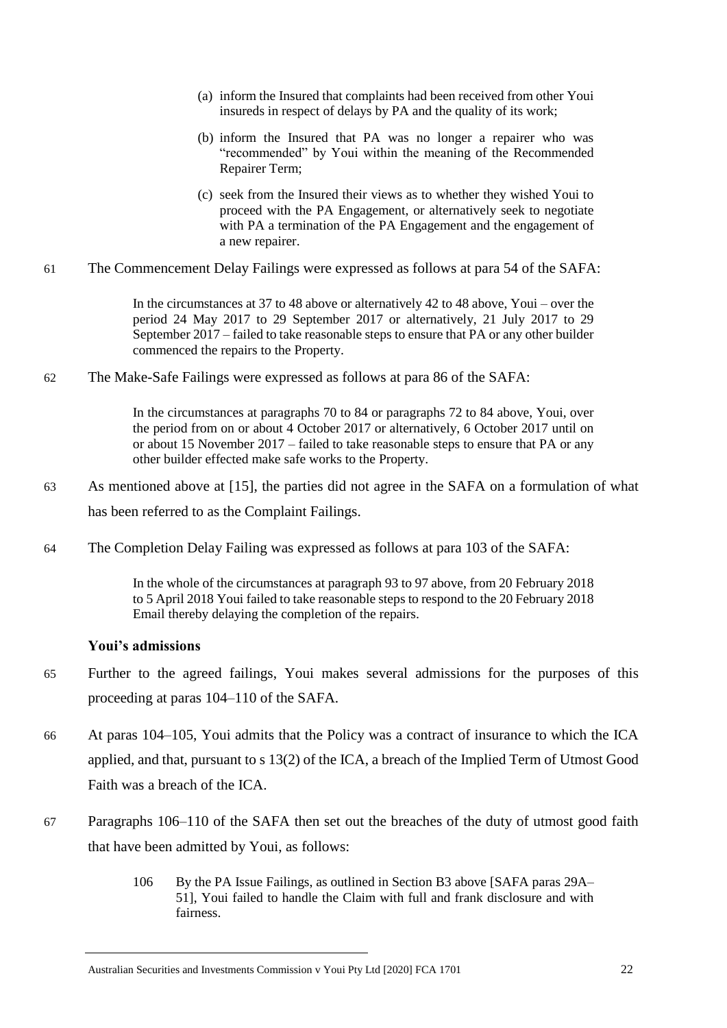(a) inform the Insured that complaints had been received from other Youi insureds in respect of delays by PA and the quality of its work;

(b) inform the Insured that PA was no longer a repairer who was "recommended" by Youi within the meaning of the Recommended Repairer Term;

(c) seek from the Insured their views as to whether they wished Youi to proceed with the PA Engagement, or alternatively seek to negotiate with PA a termination of the PA Engagement and the engagement of a new repairer.

61 The Commencement Delay Failings were expressed as follows at para 54 of the SAFA:

> In the circumstances at 37 to 48 above or alternatively 42 to 48 above, Youi – over the period 24 May 2017 to 29 September 2017 or alternatively, 21 July 2017 to 29 September 2017 – failed to take reasonable steps to ensure that PA or any other builder commenced the repairs to the Property.

62 The Make-Safe Failings were expressed as follows at para 86 of the SAFA:

> In the circumstances at paragraphs 70 to 84 or paragraphs 72 to 84 above, Youi, over the period from on or about 4 October 2017 or alternatively, 6 October 2017 until on or about 15 November 2017 – failed to take reasonable steps to ensure that PA or any other builder effected make safe works to the Property.

63 As mentioned above at [15], the parties did not agree in the SAFA on a formulation of what has been referred to as the Complaint Failings.

64 The Completion Delay Failing was expressed as follows at para 103 of the SAFA:

> In the whole of the circumstances at paragraph 93 to 97 above, from 20 February 2018 to 5 April 2018 Youi failed to take reasonable steps to respond to the 20 February 2018 Email thereby delaying the completion of the repairs.

**Youi's admissions**

65 Further to the agreed failings, Youi makes several admissions for the purposes of this proceeding at paras 104–110 of the SAFA.

66 At paras 104–105, Youi admits that the Policy was a contract of insurance to which the ICA applied, and that, pursuant to s 13(2) of the ICA, a breach of the Implied Term of Utmost Good Faith was a breach of the ICA.

67 Paragraphs 106–110 of the SAFA then set out the breaches of the duty of utmost good faith that have been admitted by Youi, as follows:

> 106 By the PA Issue Failings, as outlined in Section B3 above [SAFA paras 29A–51], Youi failed to handle the Claim with full and frank disclosure and with fairness.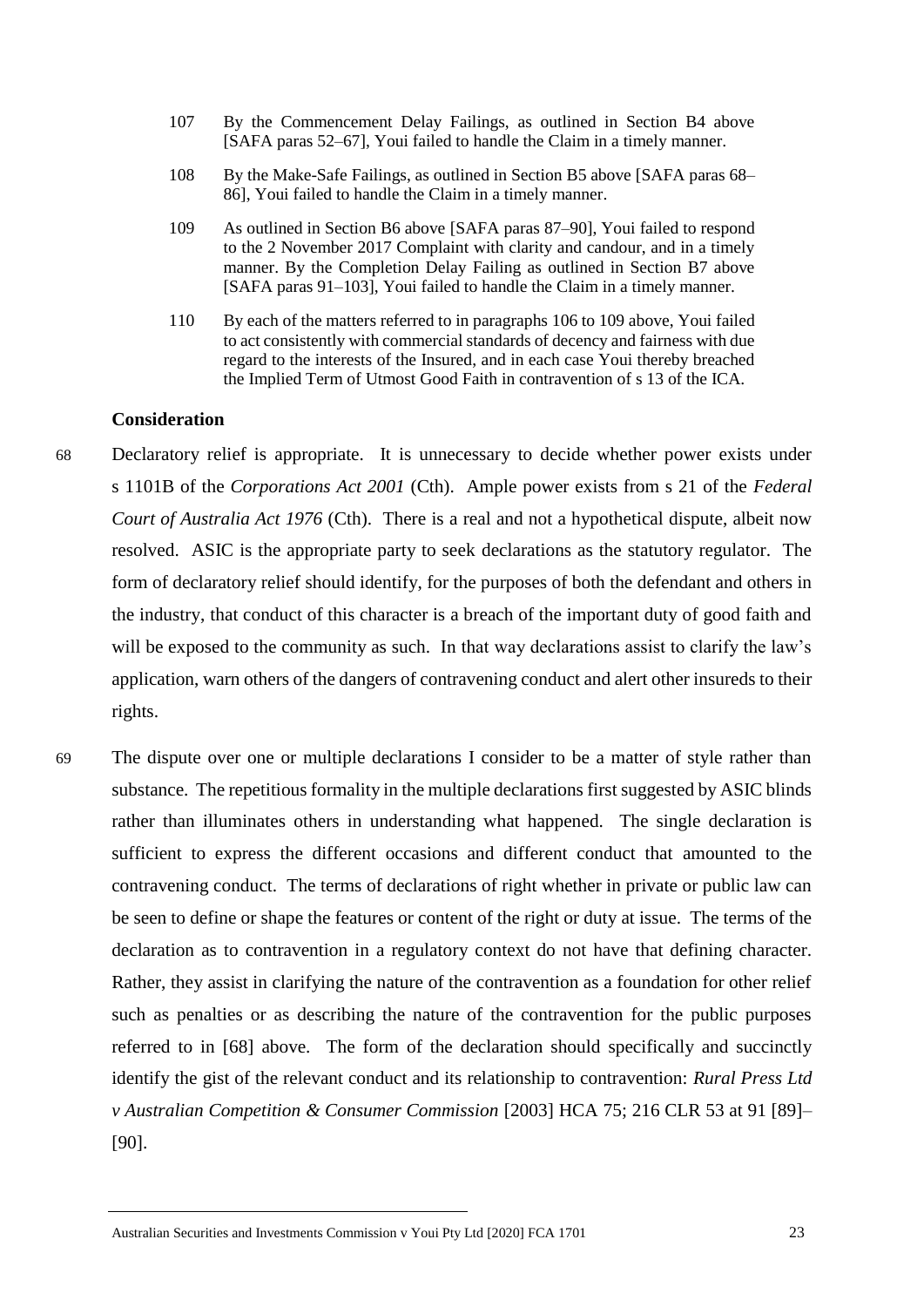107 By the Commencement Delay Failings, as outlined in Section B4 above [SAFA paras 52–67], Youi failed to handle the Claim in a timely manner.

108 By the Make-Safe Failings, as outlined in Section B5 above [SAFA paras 68–86], Youi failed to handle the Claim in a timely manner.

109 As outlined in Section B6 above [SAFA paras 87–90], Youi failed to respond to the 2 November 2017 Complaint with clarity and candour, and in a timely manner. By the Completion Delay Failing as outlined in Section B7 above [SAFA paras 91–103], Youi failed to handle the Claim in a timely manner.

110 By each of the matters referred to in paragraphs 106 to 109 above, Youi failed to act consistently with commercial standards of decency and fairness with due regard to the interests of the Insured, and in each case Youi thereby breached the Implied Term of Utmost Good Faith in contravention of s 13 of the ICA.

**Consideration**

68 Declaratory relief is appropriate. It is unnecessary to decide whether power exists under s 1101B of the *Corporations Act 2001* (Cth). Ample power exists from s 21 of the *Federal Court of Australia Act 1976* (Cth). There is a real and not a hypothetical dispute, albeit now resolved. ASIC is the appropriate party to seek declarations as the statutory regulator. The form of declaratory relief should identify, for the purposes of both the defendant and others in the industry, that conduct of this character is a breach of the important duty of good faith and will be exposed to the community as such. In that way declarations assist to clarify the law's application, warn others of the dangers of contravening conduct and alert other insureds to their rights.

69 The dispute over one or multiple declarations I consider to be a matter of style rather than substance. The repetitious formality in the multiple declarations first suggested by ASIC blinds rather than illuminates others in understanding what happened. The single declaration is sufficient to express the different occasions and different conduct that amounted to the contravening conduct. The terms of declarations of right whether in private or public law can be seen to define or shape the features or content of the right or duty at issue. The terms of the declaration as to contravention in a regulatory context do not have that defining character. Rather, they assist in clarifying the nature of the contravention as a foundation for other relief such as penalties or as describing the nature of the contravention for the public purposes referred to in [68] above. The form of the declaration should specifically and succinctly identify the gist of the relevant conduct and its relationship to contravention: *Rural Press Ltd v Australian Competition & Consumer Commission* [2003] HCA 75; 216 CLR 53 at 91 [89]–[90].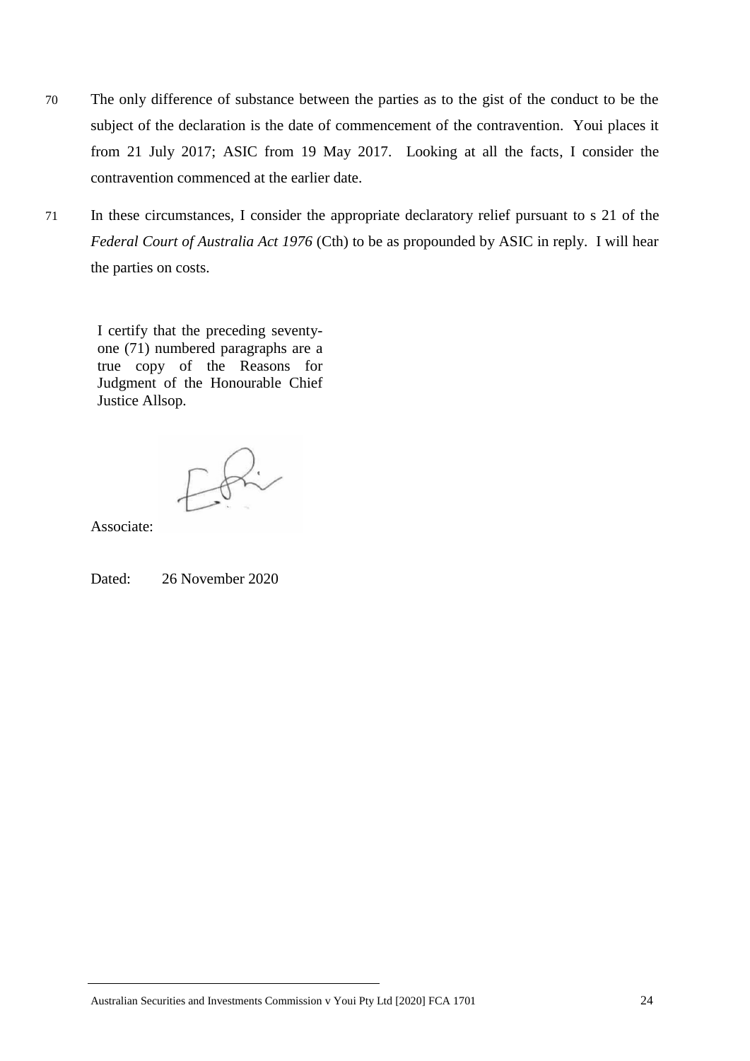70 The only difference of substance between the parties as to the gist of the conduct to be the subject of the declaration is the date of commencement of the contravention. Youi places it from 21 July 2017; ASIC from 19 May 2017. Looking at all the facts, I consider the contravention commenced at the earlier date.

71 In these circumstances, I consider the appropriate declaratory relief pursuant to s 21 of the *Federal Court of Australia Act 1976* (Cth) to be as propounded by ASIC in reply. I will hear the parties on costs.

I certify that the preceding seventy-one (71) numbered paragraphs are a true copy of the Reasons for Judgment of the Honourable Chief Justice Allsop.

Associate:

Dated: 26 November 2020